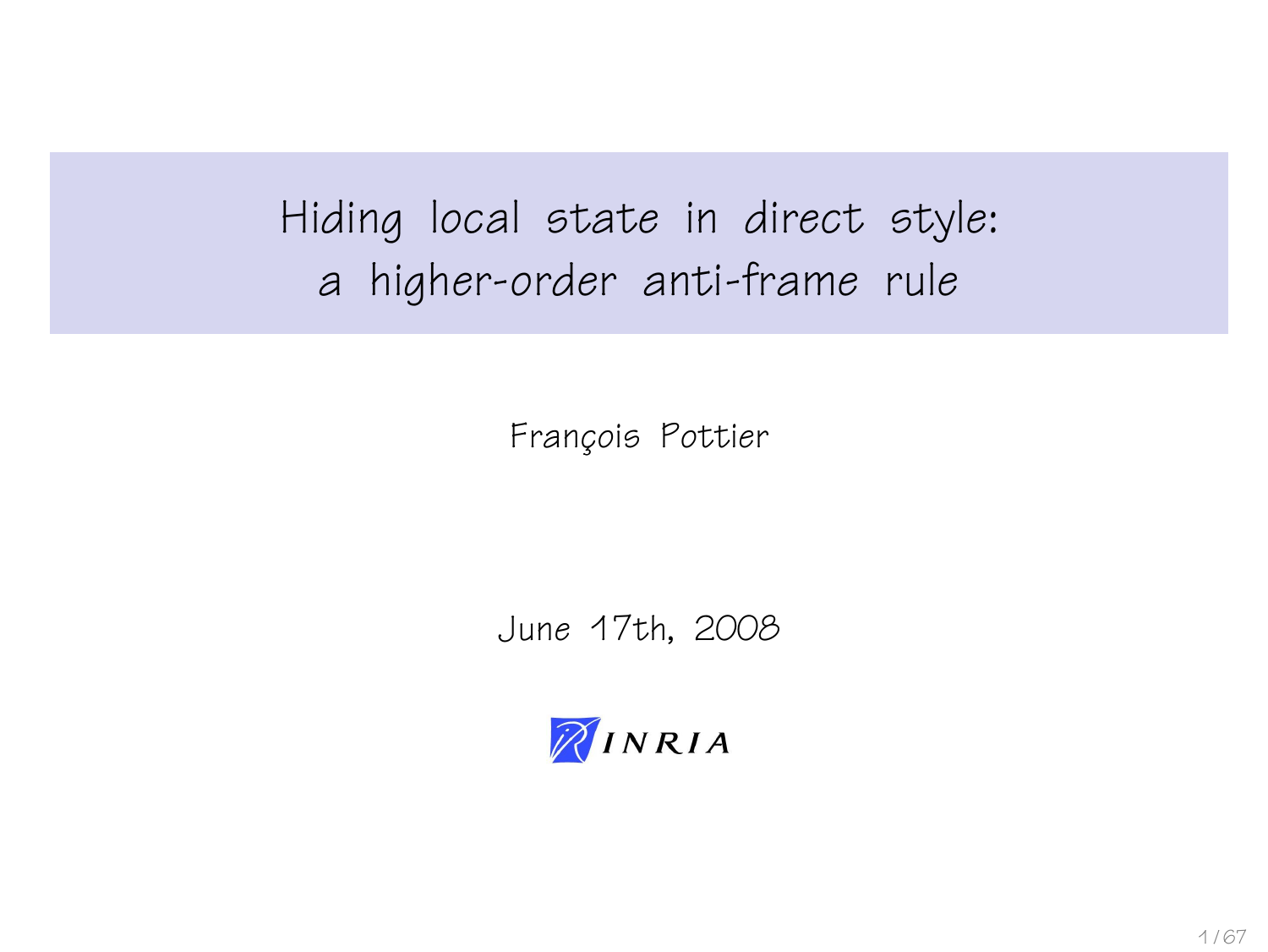# Hiding local state in direct style: a higher-order anti-frame rule

François Pottier

June 17th, 2008

INRIA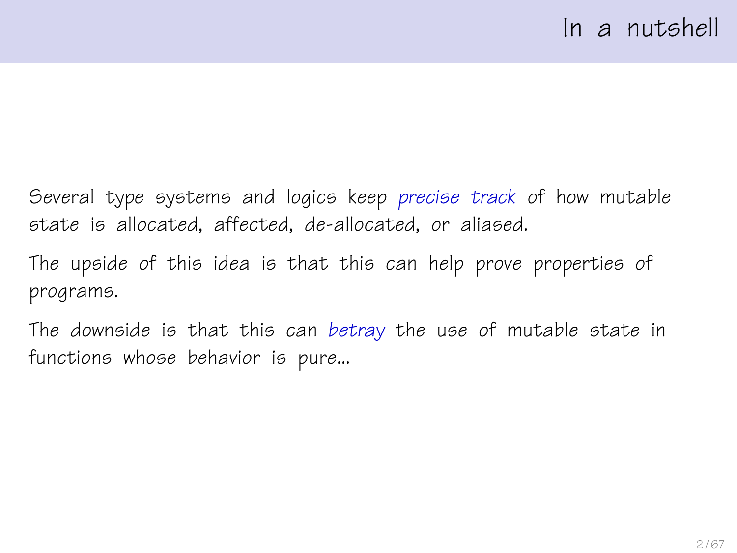# In a nutshell

Several type systems and logics keep *precise track* of how mutable state is allocated, affected, de-allocated, or aliased.

The upside of this idea is that this can help prove properties of programs.

The downside is that this can *betray* the use of mutable state in functions whose behavior is pure...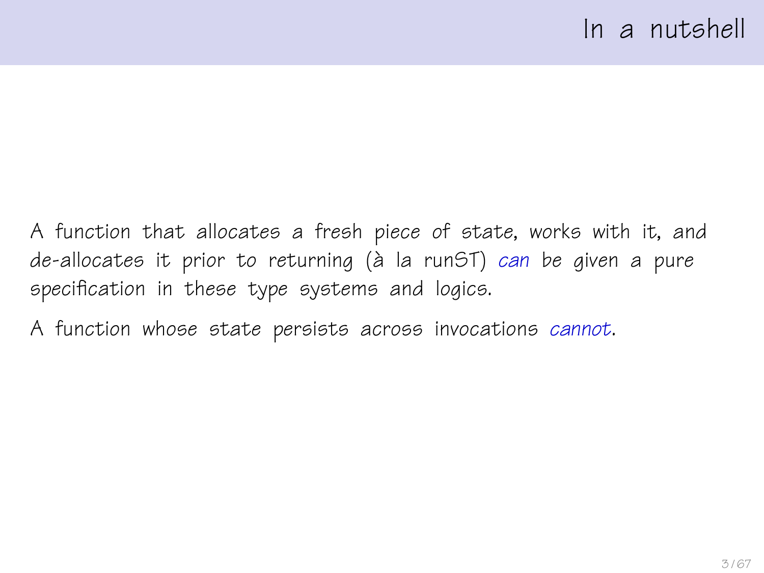# In a nutshell

A function that allocates a fresh piece of state, works with it, and de-allocates it prior to returning (à la runST) *can* be given a pure specification in these type systems and logics.

A function whose state persists across invocations *cannot*.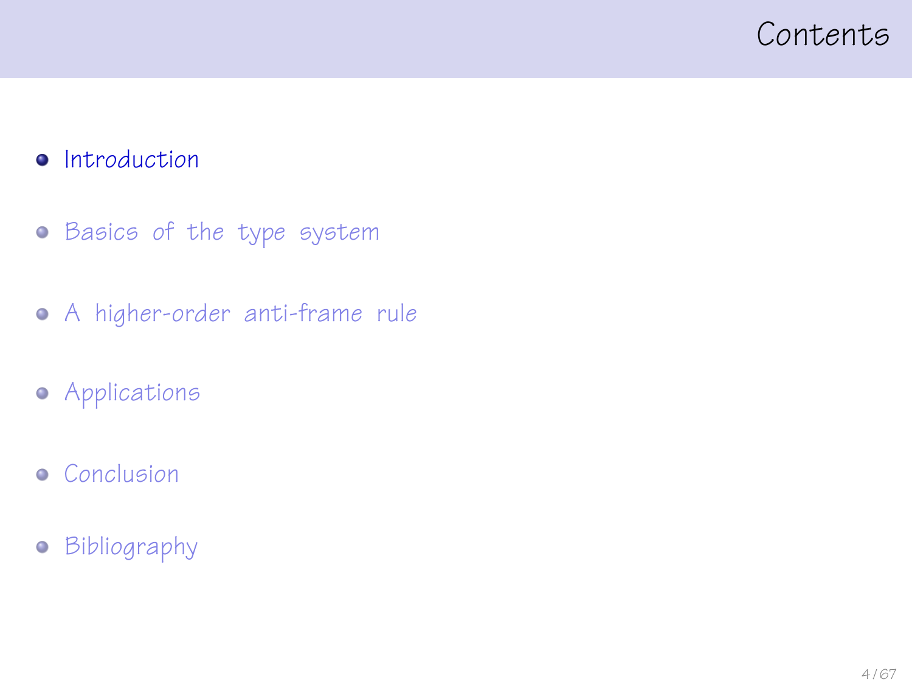# Contents

- Introduction
- Basics of the type system
- A higher-order anti-frame rule
- Applications
- Conclusion
- Bibliography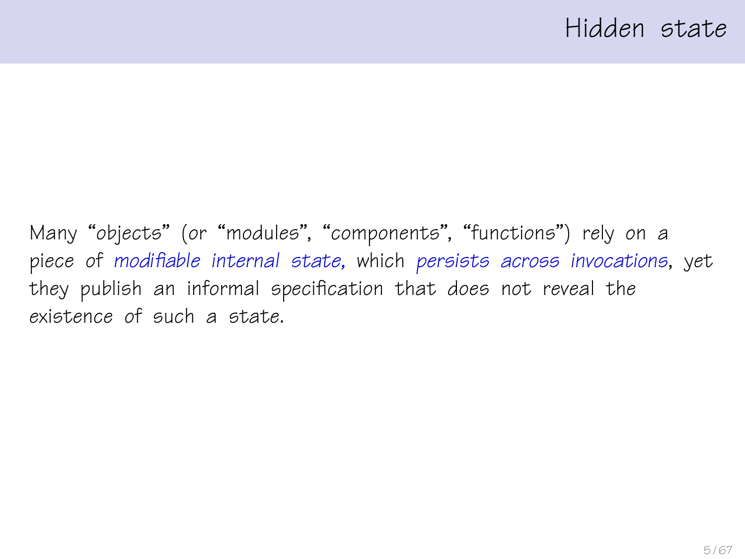# Hidden state

Many "objects" (or "modules", "components", "functions") rely on a piece of *modifiable internal state,* which *persists across invocations*, yet they publish an informal specification that does not reveal the existence of such a state.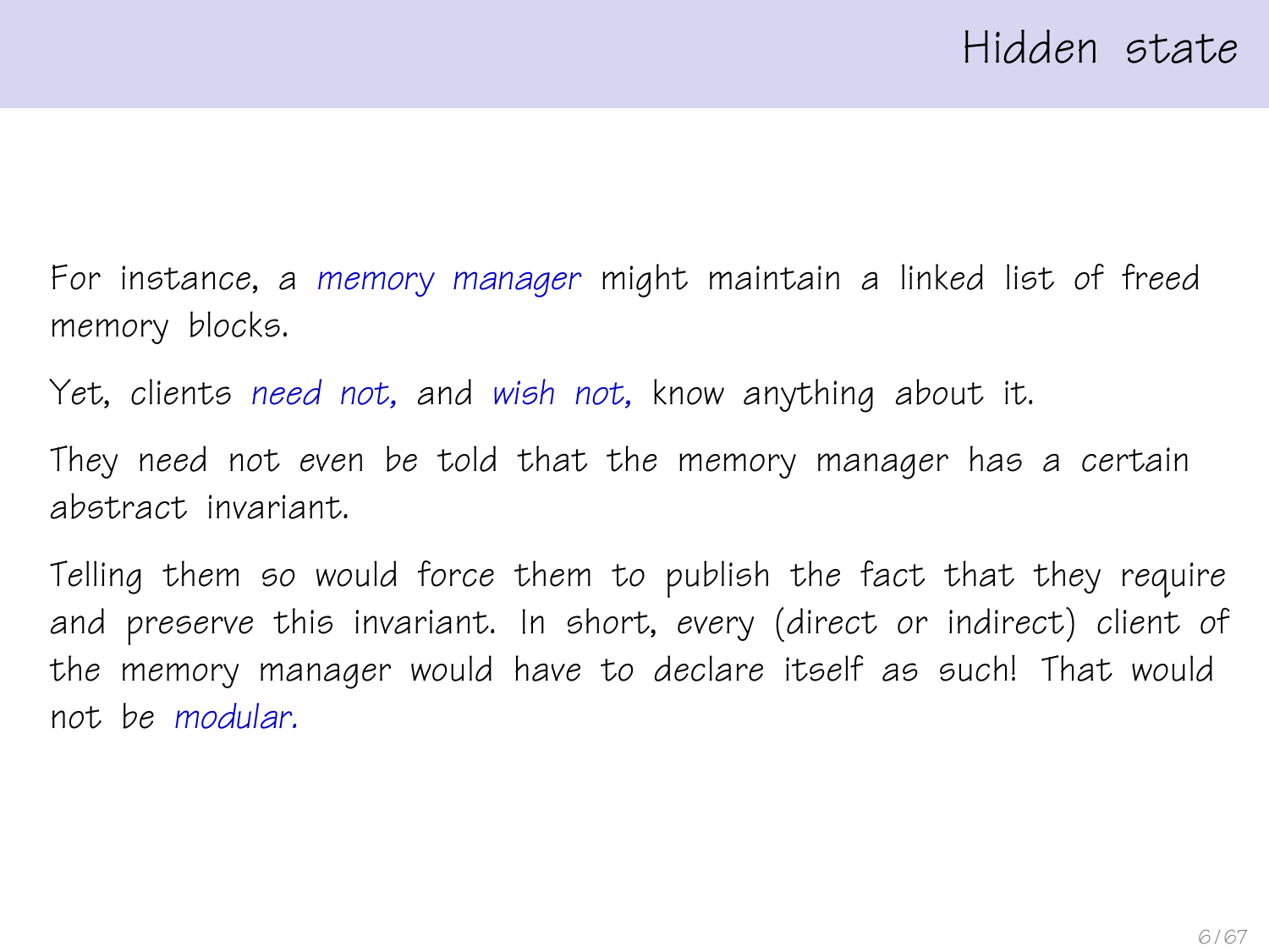# Hidden state

For instance, a *memory manager* might maintain a linked list of freed memory blocks.

Yet, clients *need not,* and *wish not,* know anything about it.

They need not even be told that the memory manager has a certain abstract invariant.

Telling them so would force them to publish the fact that they require and preserve this invariant. In short, every (direct or indirect) client of the memory manager would have to declare itself as such! That would not be *modular.*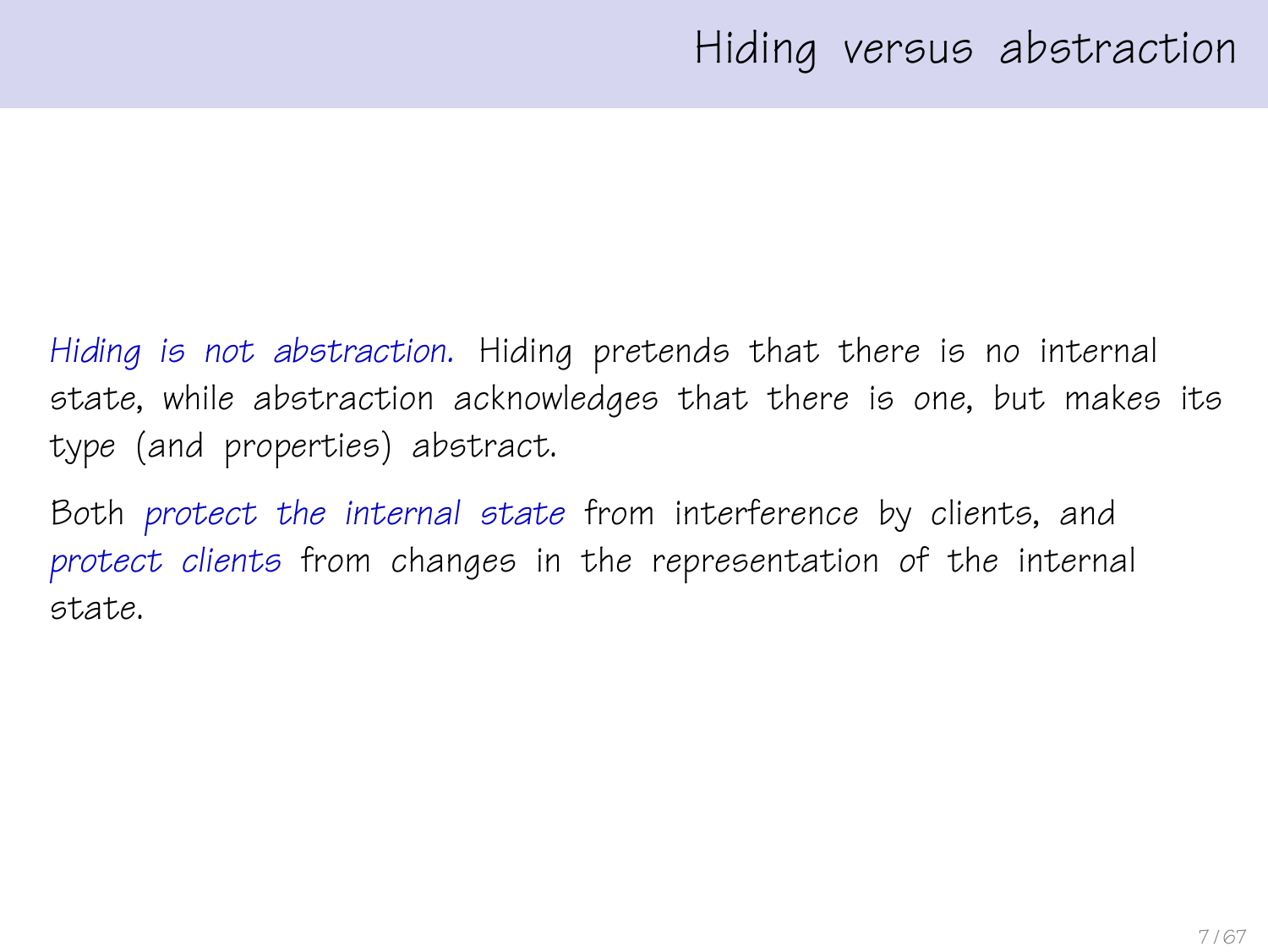# Hiding versus abstraction

*Hiding is not abstraction.* Hiding pretends that there is no internal state, while abstraction acknowledges that there is one, but makes its type (and properties) abstract.

Both *protect the internal state* from interference by clients, and *protect clients* from changes in the representation of the internal state.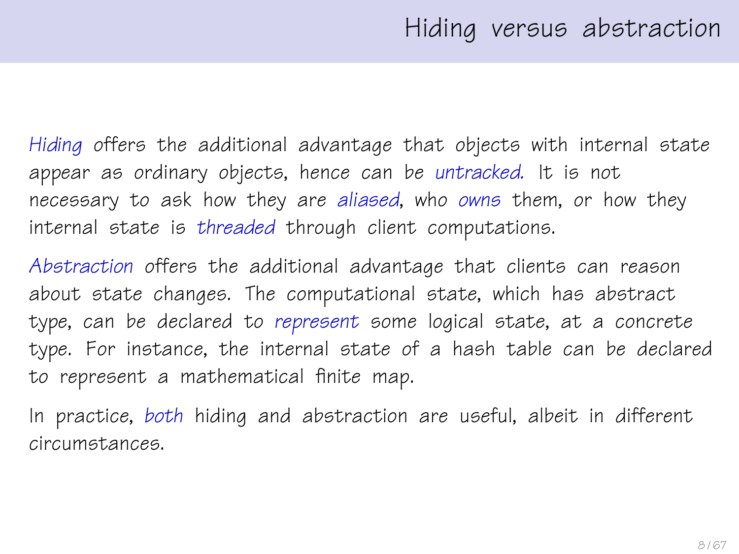# Hiding versus abstraction

*Hiding* offers the additional advantage that objects with internal state appear as ordinary objects, hence can be *untracked.* It is not necessary to ask how they are *aliased*, who *owns* them, or how they internal state is *threaded* through client computations.

*Abstraction* offers the additional advantage that clients can reason about state changes. The computational state, which has abstract type, can be declared to *represent* some logical state, at a concrete type. For instance, the internal state of a hash table can be declared to represent a mathematical finite map.

In practice, *both* hiding and abstraction are useful, albeit in different circumstances.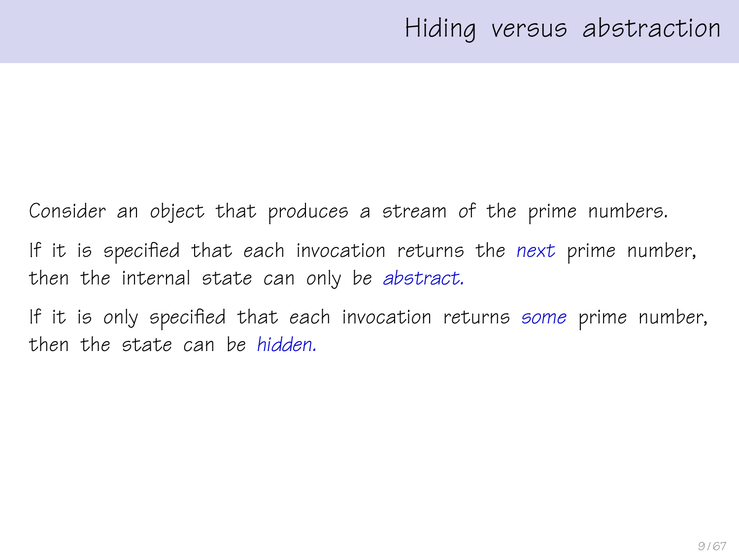# Hiding versus abstraction

Consider an object that produces a stream of the prime numbers.

If it is specified that each invocation returns the *next* prime number, then the internal state can only be *abstract.*

If it is only specified that each invocation returns *some* prime number, then the state can be *hidden.*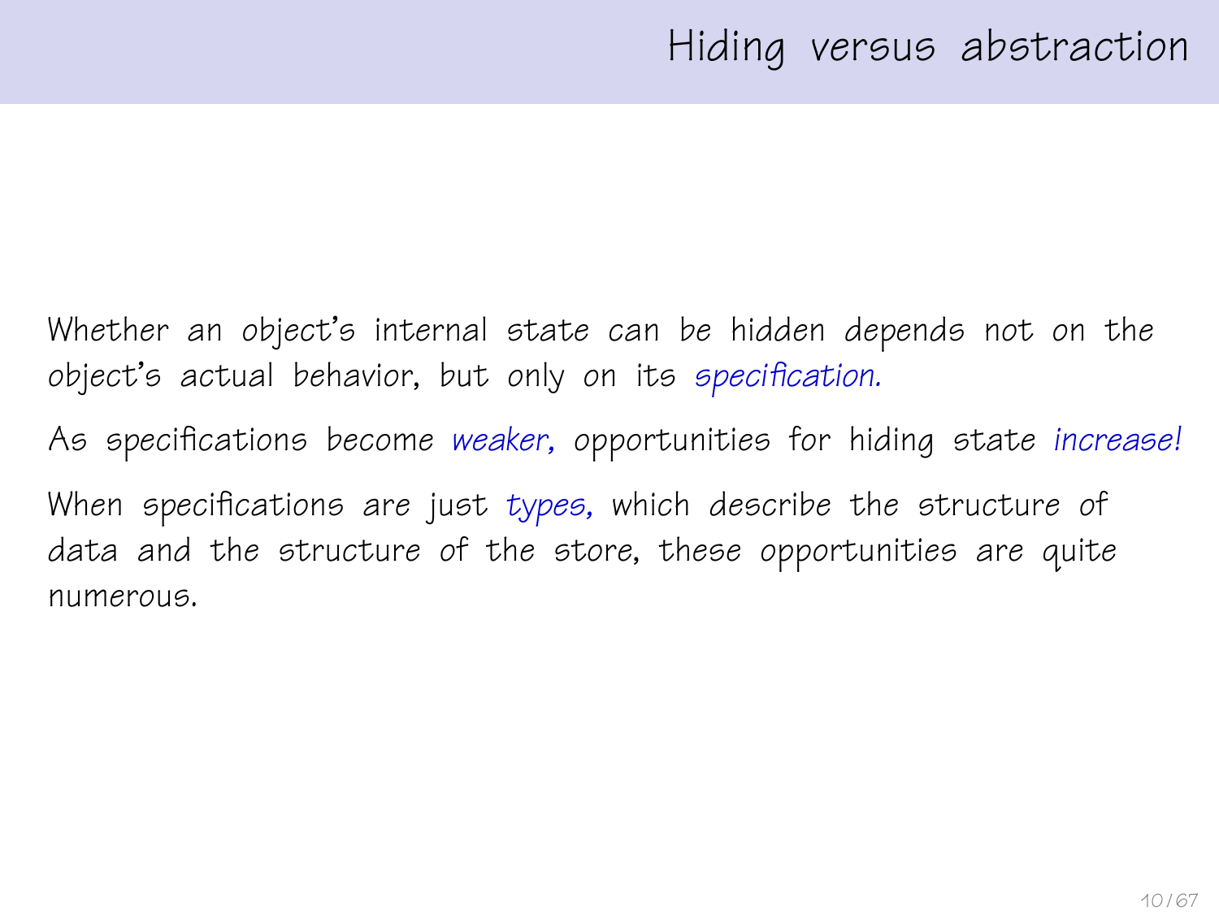# Hiding versus abstraction

Whether an object's internal state can be hidden depends not on the object's actual behavior, but only on its *specification.*

As specifications become *weaker,* opportunities for hiding state *increase!*

When specifications are just *types,* which describe the structure of data and the structure of the store, these opportunities are quite numerous.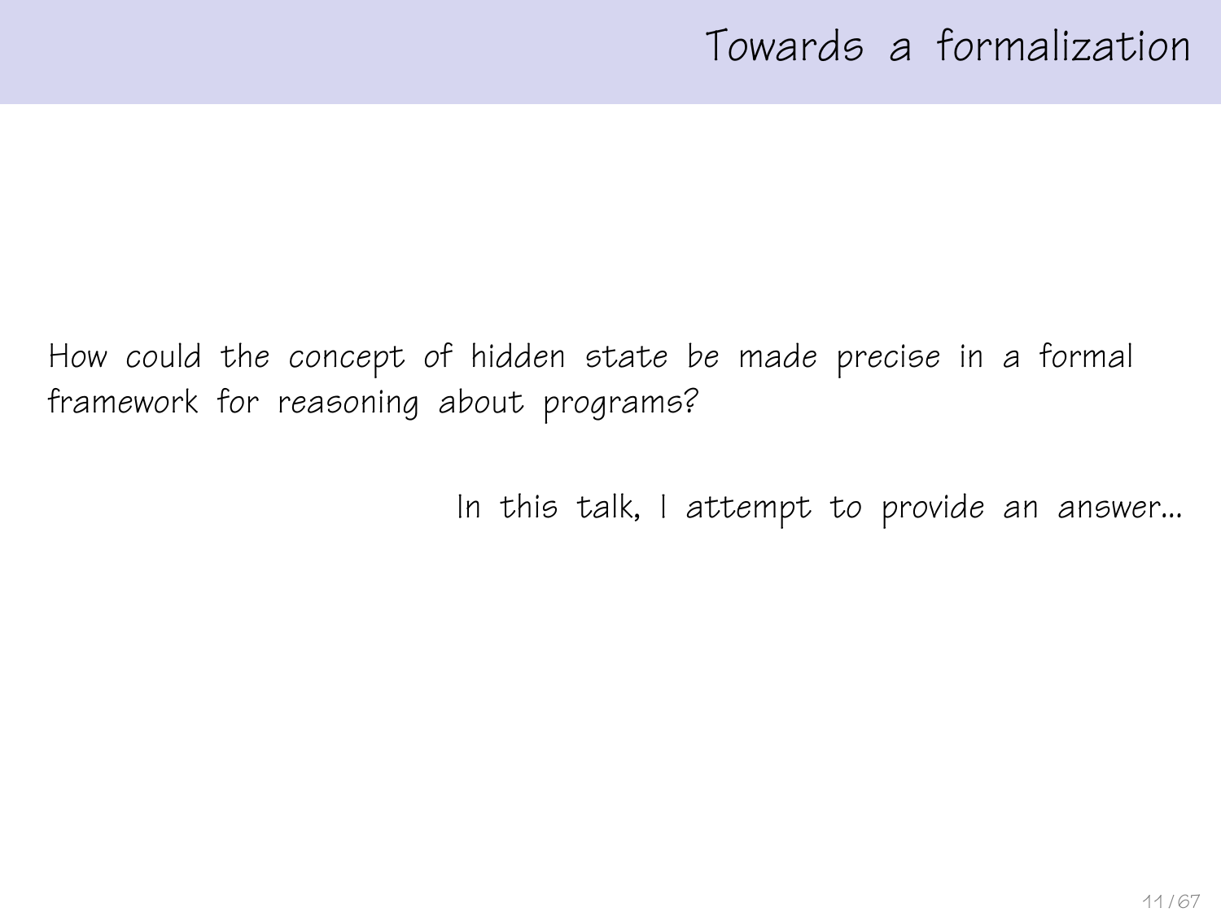# Towards a formalization

How could the concept of hidden state be made precise in a formal framework for reasoning about programs?

In this talk, I attempt to provide an answer...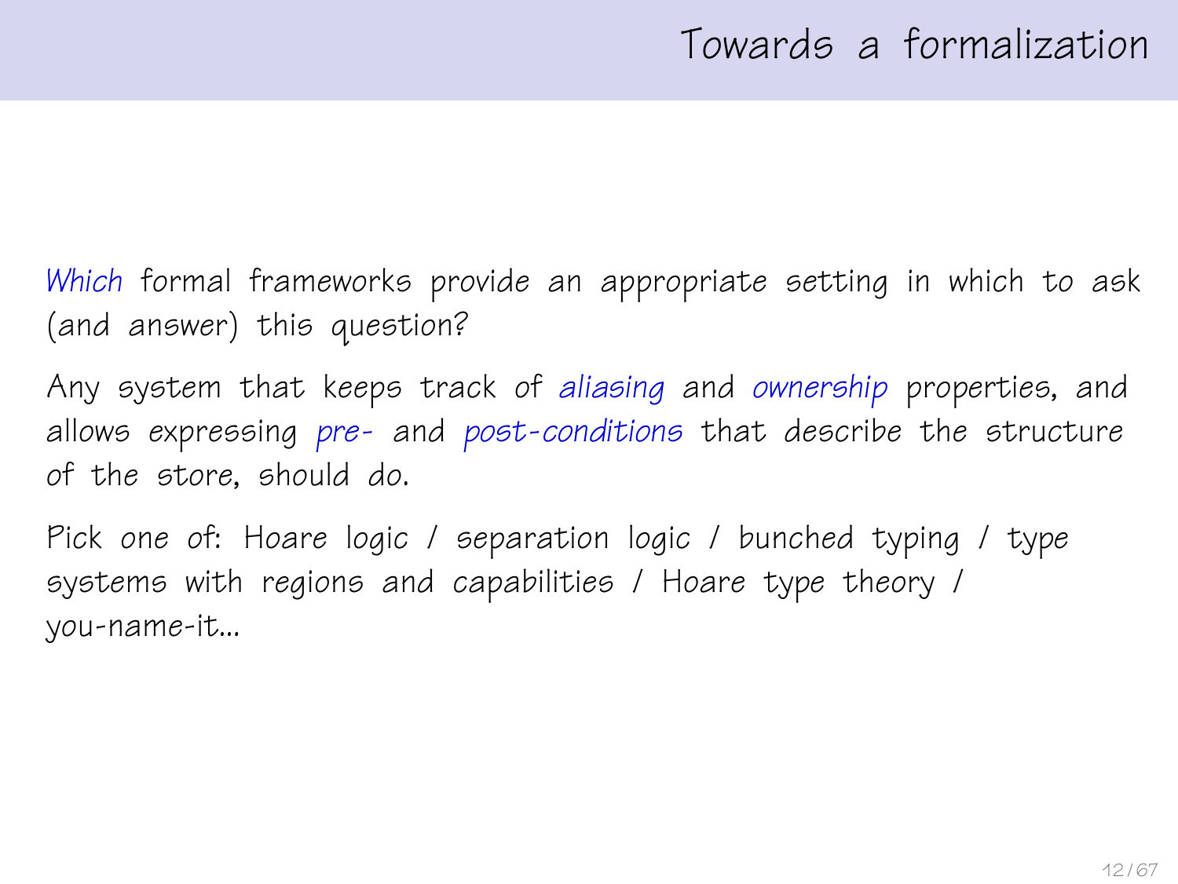# Towards a formalization

*Which* formal frameworks provide an appropriate setting in which to ask (and answer) this question?

Any system that keeps track of *aliasing* and *ownership* properties, and allows expressing *pre-* and *post-conditions* that describe the structure of the store, should do.

Pick one of: Hoare logic / separation logic / bunched typing / type systems with regions and capabilities / Hoare type theory / you-name-it...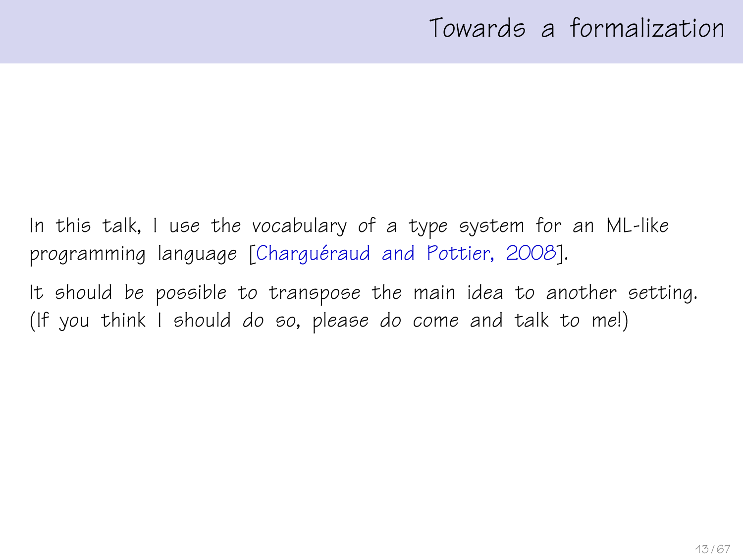# Towards a formalization

In this talk, I use the vocabulary of a type system for an ML-like programming language [Charguéraud and Pottier, 2008].

It should be possible to transpose the main idea to another setting. (If you think I should *do* so, please *do* come and talk to me!)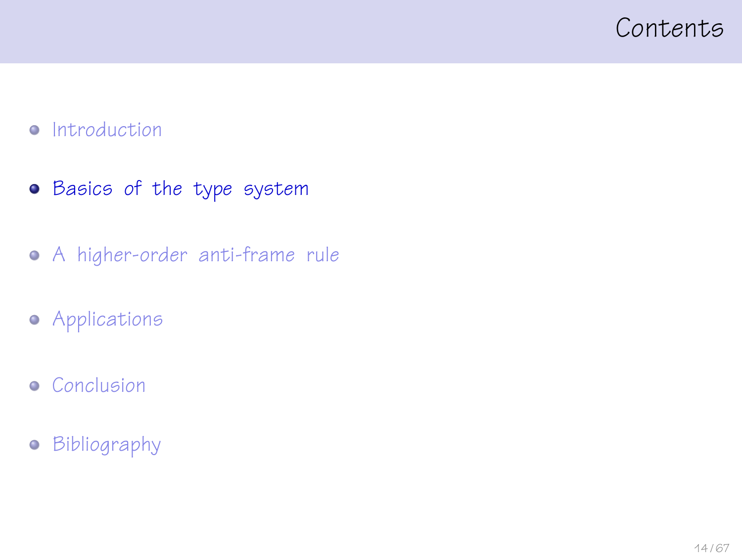# Contents

- Introduction
- **Basics of the type system**
- A higher-order anti-frame rule
- Applications
- Conclusion
- Bibliography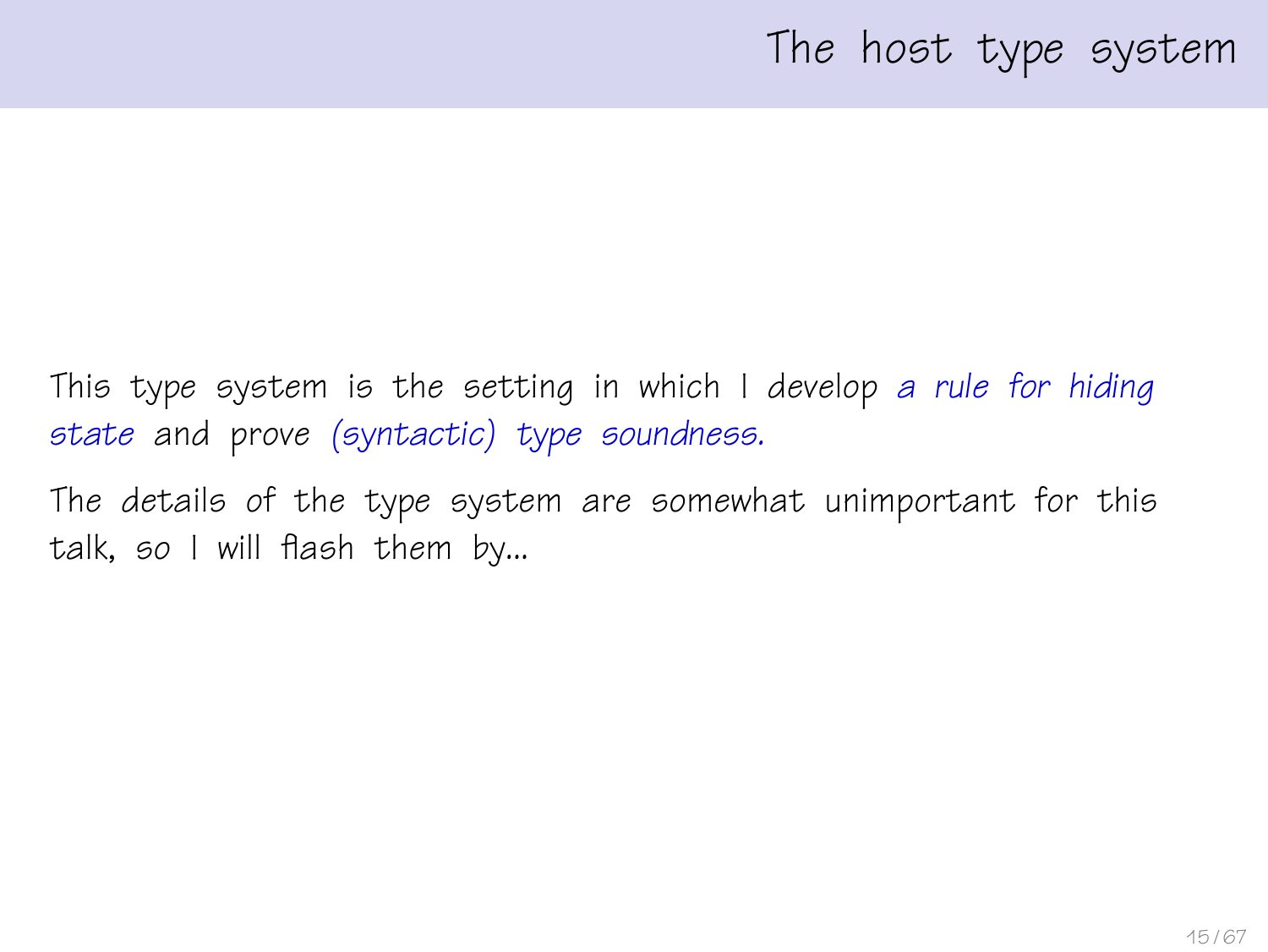# The host type system

This type system is the setting in which I develop *a rule for hiding state* and prove *(syntactic) type soundness.*

The details of the type system are somewhat unimportant for this talk, so I will flash them by...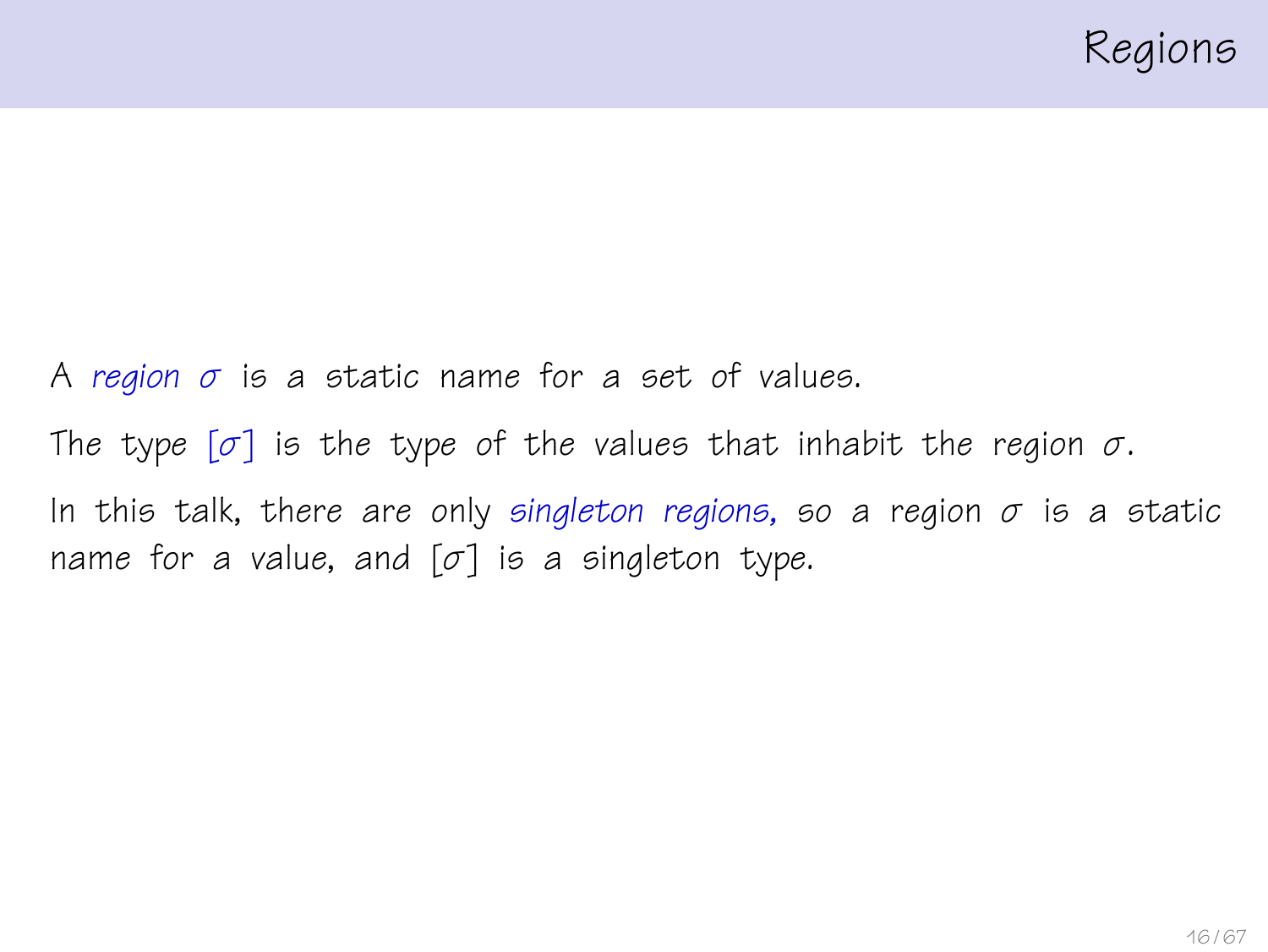# Regions

A *region* $\sigma$ is a static name for a set of values.

The type $[\sigma]$ is the type of the values that inhabit the region $\sigma$.

In this talk, there are only *singleton regions*, so a region $\sigma$ is a static name for a value, and $[\sigma]$ is a singleton type.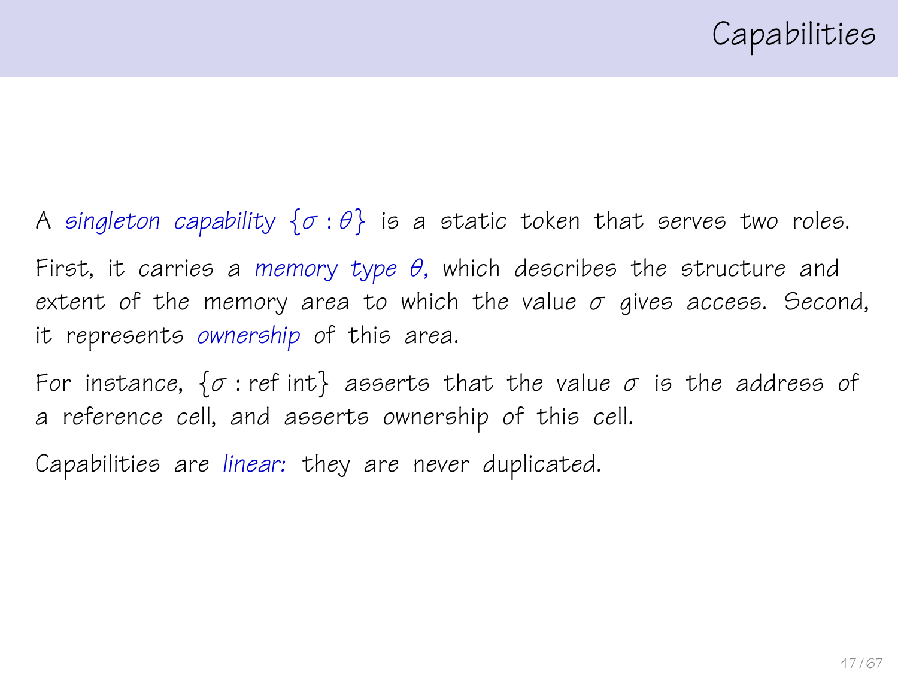# Capabilities

A *singleton capability* $\{\sigma : \theta\}$ is a static token that serves two roles.

First, it carries a *memory type* $\theta$, which describes the structure and extent of the memory area to which the value $\sigma$ gives access. Second, it represents *ownership* of this area.

For instance, $\{\sigma : \text{ref int}\}$ asserts that the value $\sigma$ is the address of a reference cell, and asserts ownership of this cell.

Capabilities are *linear:* they are never duplicated.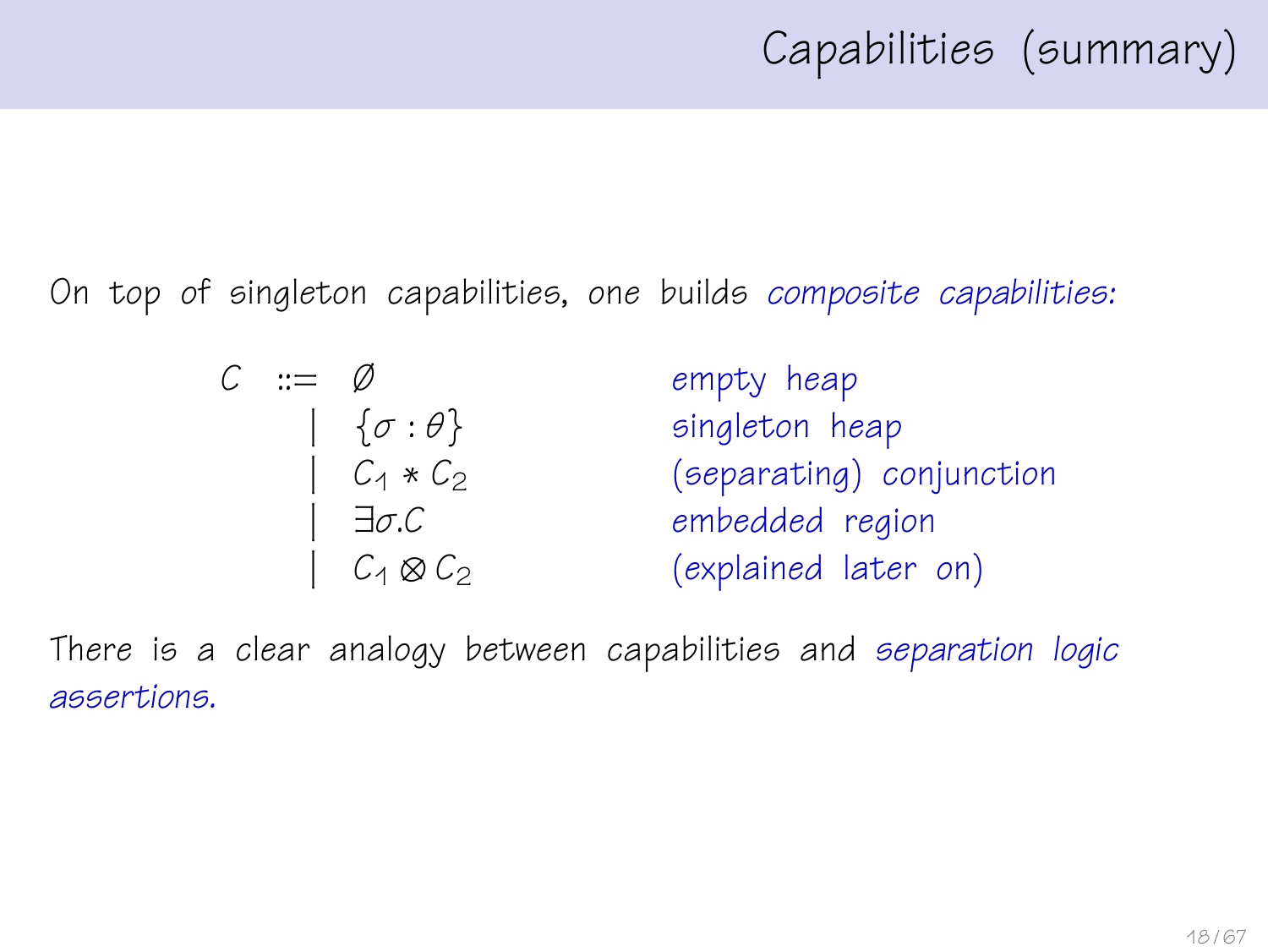# Capabilities (summary)

On top of singleton capabilities, one builds *composite capabilities:*

$$
\begin{array}{rcll}
C & ::= & \emptyset & \text{empty heap} \\
  & \mid & \{\sigma : \theta\} & \text{singleton heap} \\
  & \mid & C_1 * C_2 & \text{(separating) conjunction} \\
  & \mid & \exists \sigma . C & \text{embedded region} \\
  & \mid & C_1 \otimes C_2 & \text{(explained later on)}
\end{array}
$$

There is a clear analogy between capabilities and *separation logic assertions.*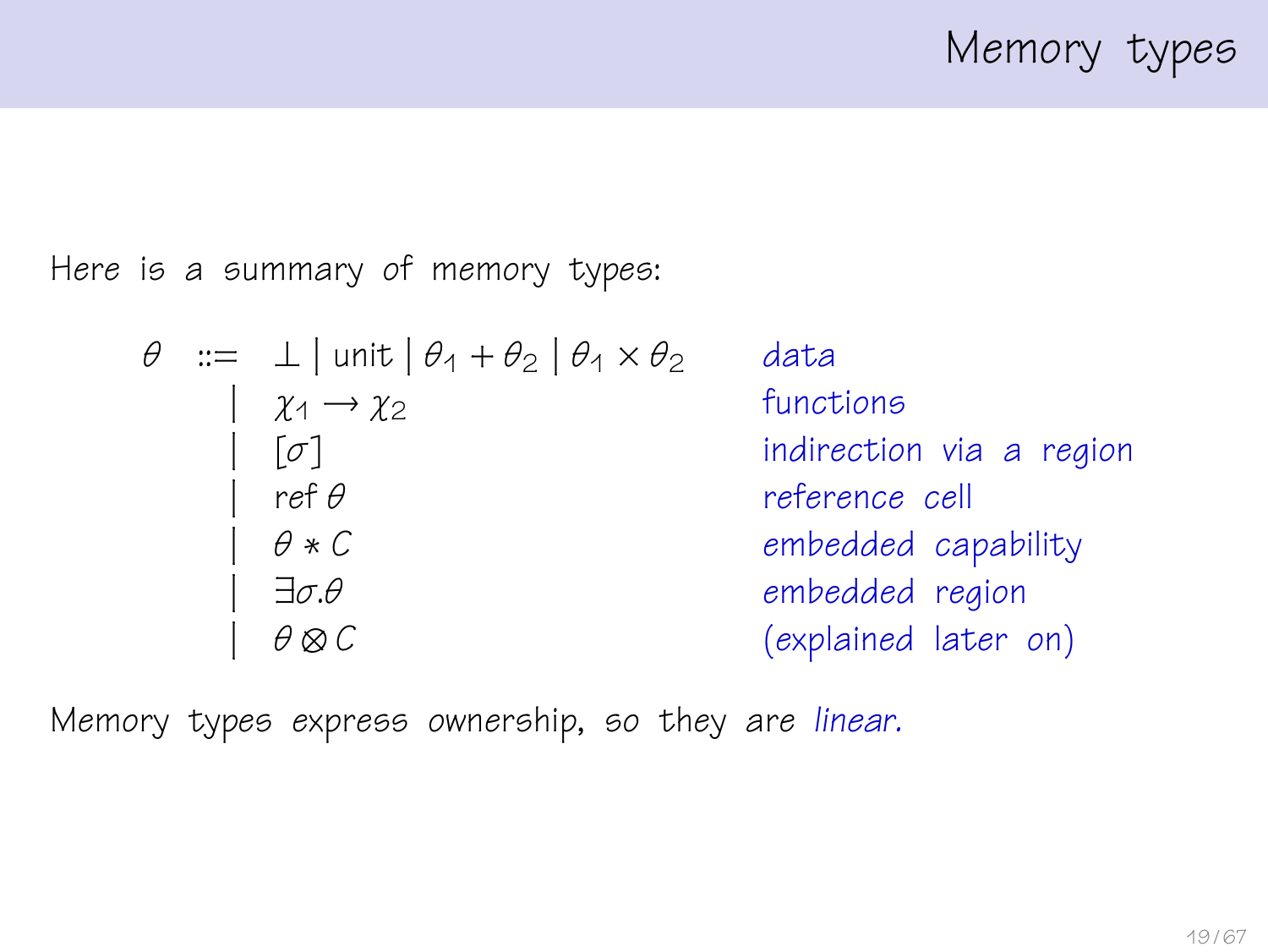# Memory types

Here is a summary of memory types:

$$
\begin{array}{rcll}
\theta & ::= & \bot \mid \text{unit} \mid \theta_1 + \theta_2 \mid \theta_1 \times \theta_2 & \textit{data} \\
& \mid & \chi_1 \rightarrow \chi_2 & \textit{functions} \\
& \mid & [\sigma] & \textit{indirection via a region} \\
& \mid & \text{ref}\,\theta & \textit{reference cell} \\
& \mid & \theta * C & \textit{embedded capability} \\
& \mid & \exists \sigma . \theta & \textit{embedded region} \\
& \mid & \theta \otimes C & \textit{(explained later on)}
\end{array}
$$

Memory types express ownership, so they are *linear.*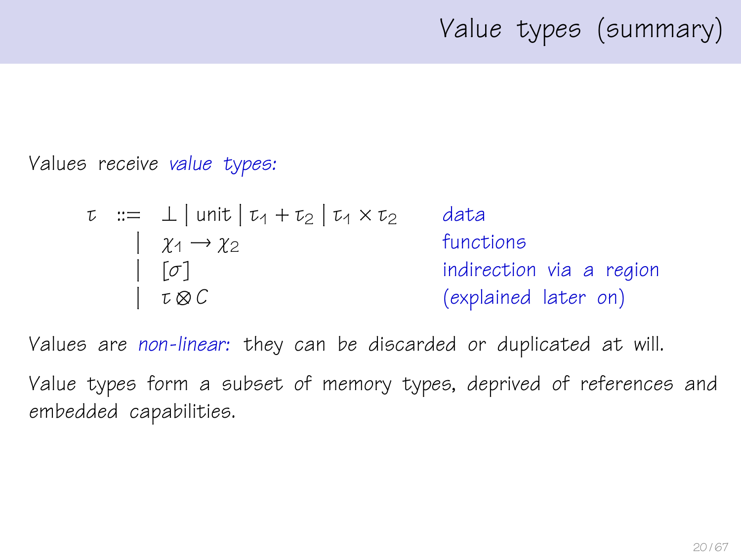# Value types (summary)

Values receive *value types:*

$$
\begin{array}{rcll}
\tau & ::= & \bot \mid \text{unit} \mid \tau_1 + \tau_2 \mid \tau_1 \times \tau_2 & \textit{data} \\
& \mid & \chi_1 \rightarrow \chi_2 & \textit{functions} \\
& \mid & [\sigma] & \textit{indirection via a region} \\
& \mid & \tau \otimes C & \textit{(explained later on)}
\end{array}
$$

Values are *non-linear:* they can be discarded or duplicated at will.

Value types form a subset of memory types, deprived of references and embedded capabilities.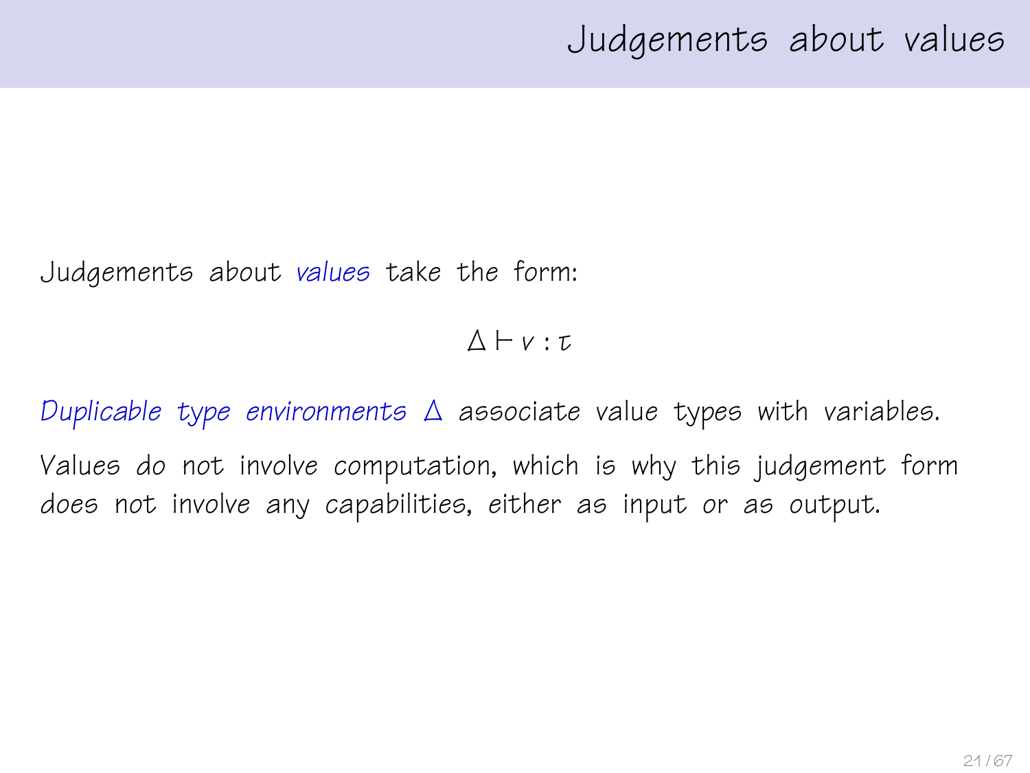# Judgements about values

Judgements about *values* take the form:

$$\Delta \vdash v : \tau$$

*Duplicable type environments* $\Delta$ associate value types with variables.

Values do not involve computation, which is why this judgement form does not involve any capabilities, either as input or as output.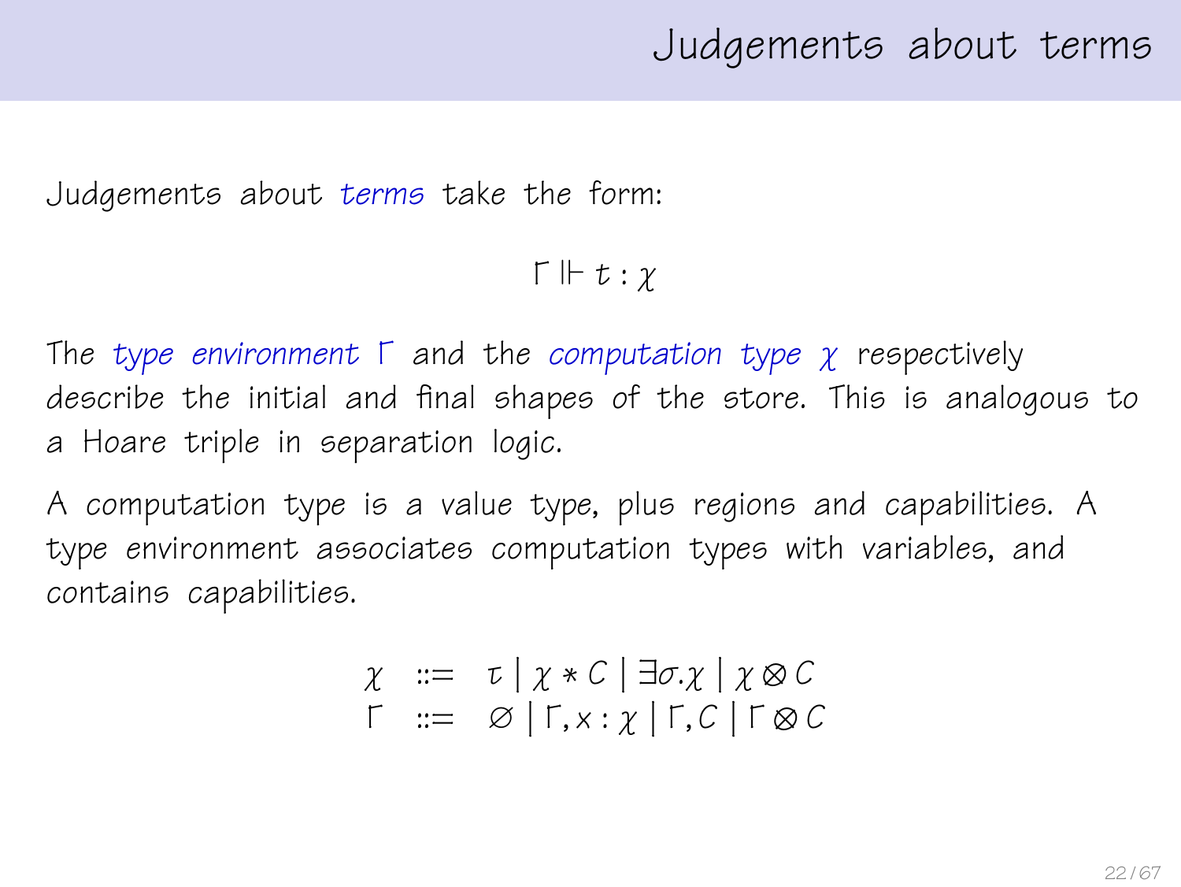# Judgements about terms

Judgements about *terms* take the form:

$$\Gamma \Vdash t : \chi$$

The *type environment* $\Gamma$ and the *computation type* $\chi$ respectively describe the initial and final shapes of the store. This is analogous to a Hoare triple in separation logic.

A computation type is a value type, plus regions and capabilities. A type environment associates computation types with variables, and contains capabilities.

$$
\begin{array}{rcl}
\chi & ::= & \tau \mid \chi * C \mid \exists \sigma . \chi \mid \chi \otimes C \\
\Gamma & ::= & \varnothing \mid \Gamma, x : \chi \mid \Gamma, C \mid \Gamma \otimes C
\end{array}
$$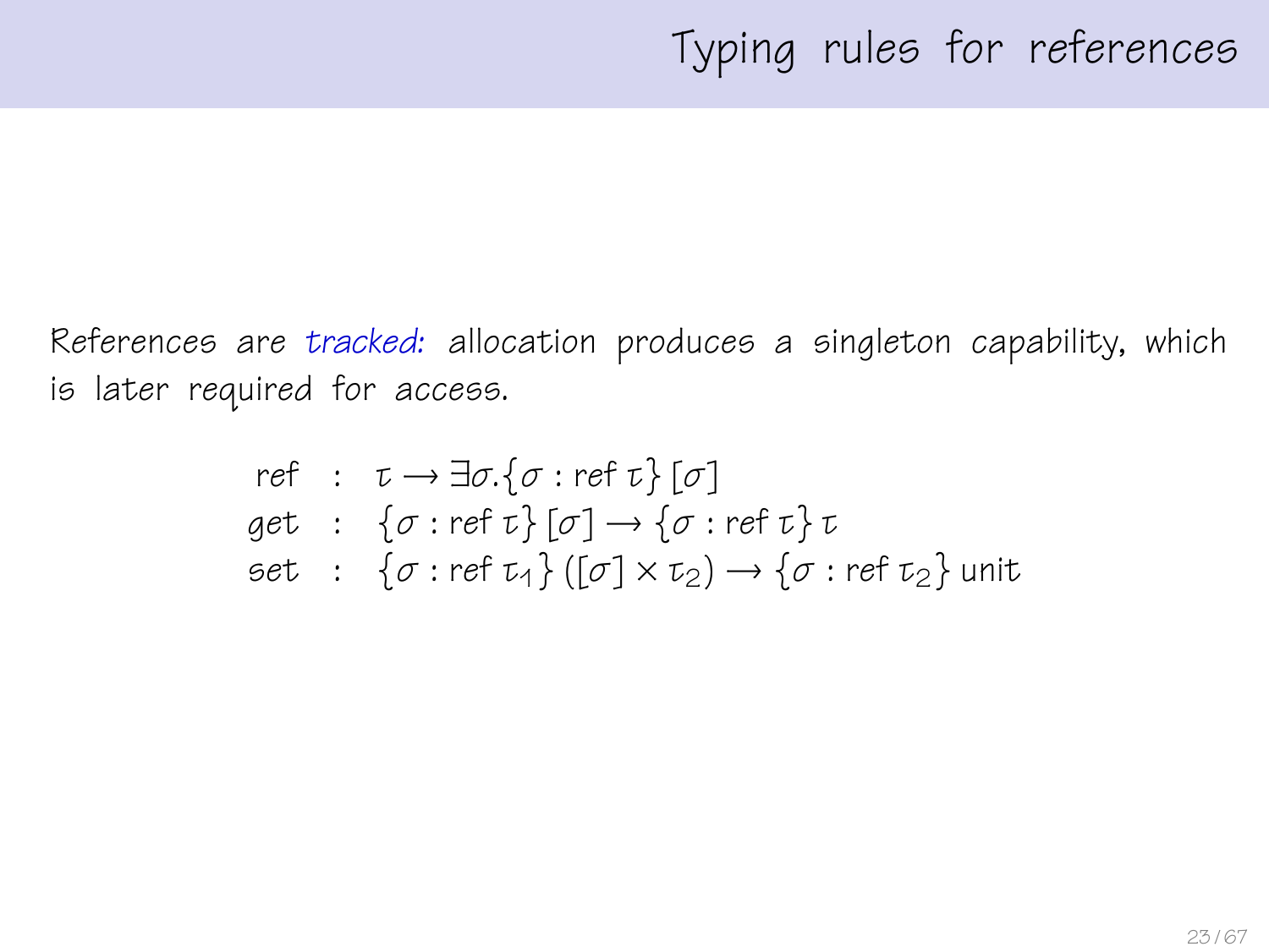# Typing rules for references

References are *tracked:* allocation produces a singleton capability, which is later required for access.

$$
\begin{array}{lcl}
\text{ref} & : & \tau \to \exists \sigma . \{\sigma : \text{ref}\ \tau\}\ [\sigma] \\
\text{get} & : & \{\sigma : \text{ref}\ \tau\}\ [\sigma] \to \{\sigma : \text{ref}\ \tau\}\ \tau \\
\text{set} & : & \{\sigma : \text{ref}\ \tau_1\}\ ([\sigma] \times \tau_2) \to \{\sigma : \text{ref}\ \tau_2\}\ \text{unit}
\end{array}
$$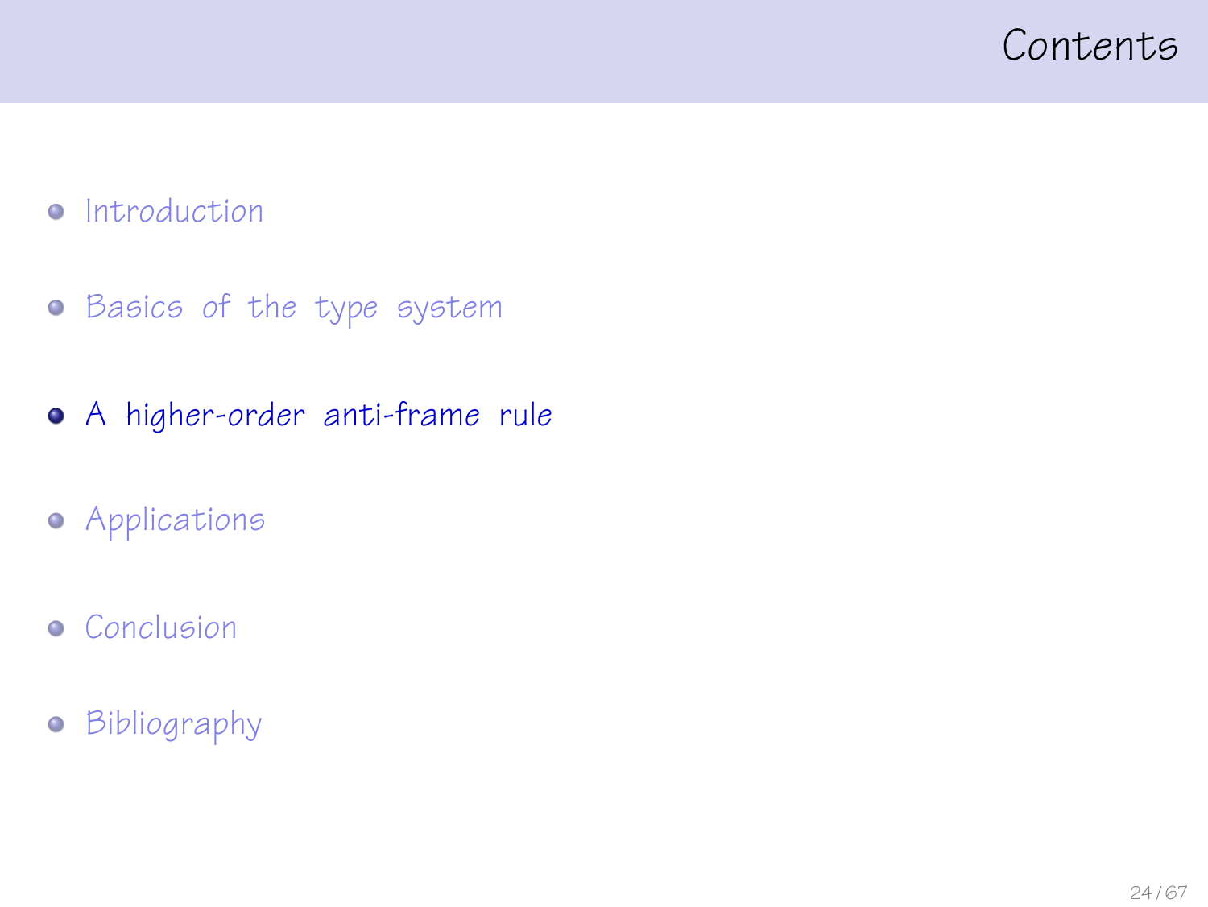# Contents

- Introduction
- Basics of the type system
- **A higher-order anti-frame rule**
- Applications
- Conclusion
- Bibliography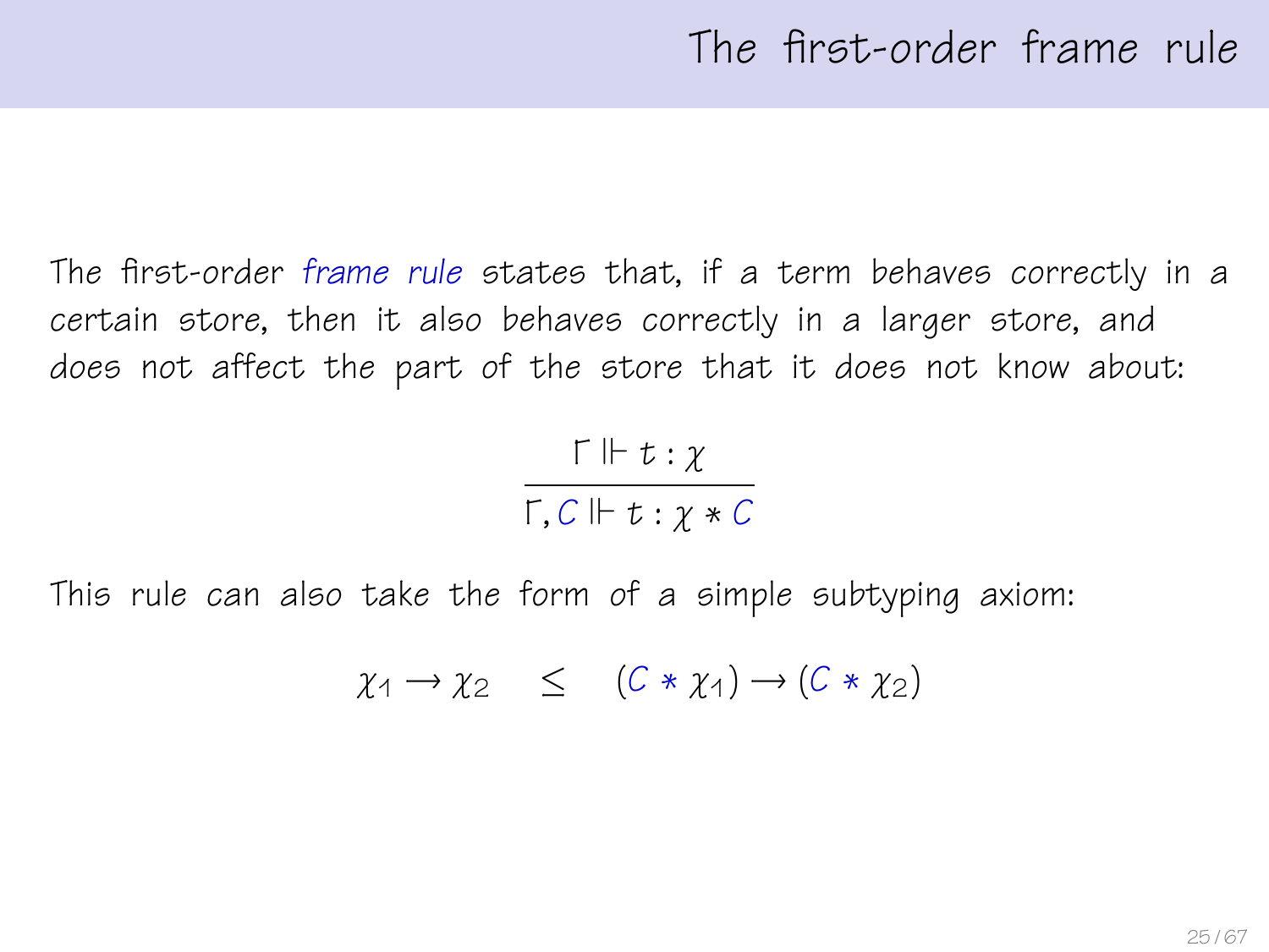# The first-order frame rule

The first-order *frame rule* states that, if a term behaves correctly in a certain store, then it also behaves correctly in a larger store, and does not affect the part of the store that it does not know about:

$$\frac{\Gamma \Vdash t : \chi}{\Gamma, C \Vdash t : \chi * C}$$

This rule can also take the form of a simple subtyping axiom:

$$\chi_1 \to \chi_2 \quad \leq \quad (C * \chi_1) \to (C * \chi_2)$$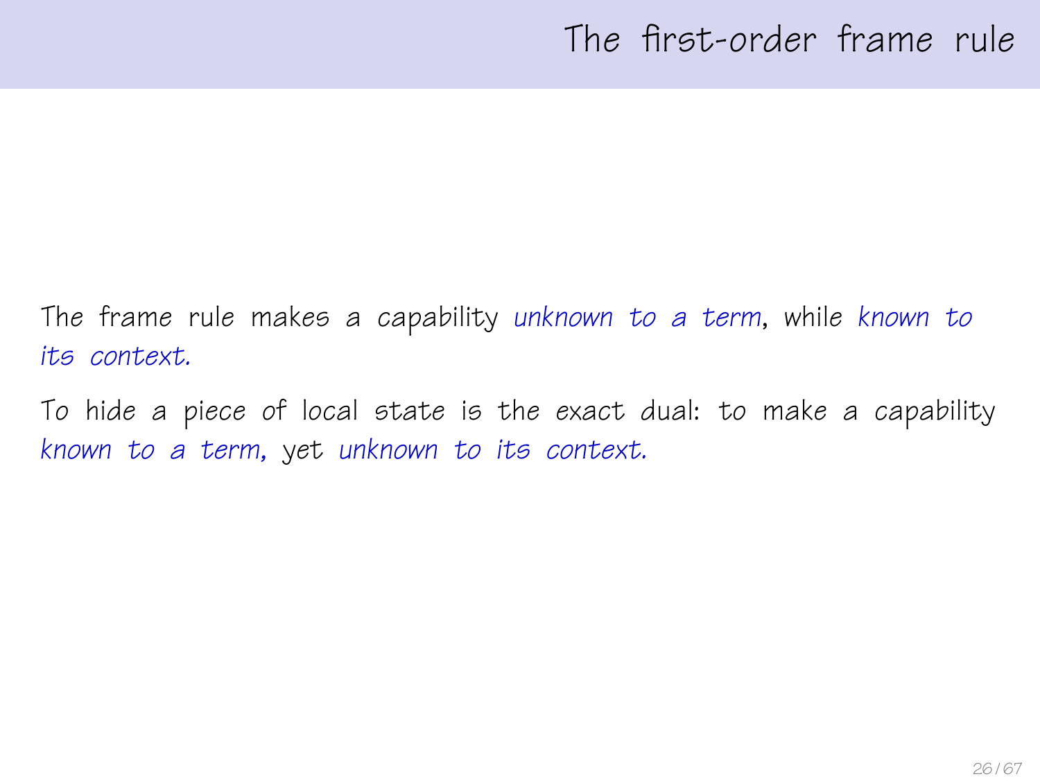# The first-order frame rule

The frame rule makes a capability *unknown to a term*, while *known to its context.*

To hide a piece of local state is the exact dual: to make a capability *known to a term,* yet *unknown to its context.*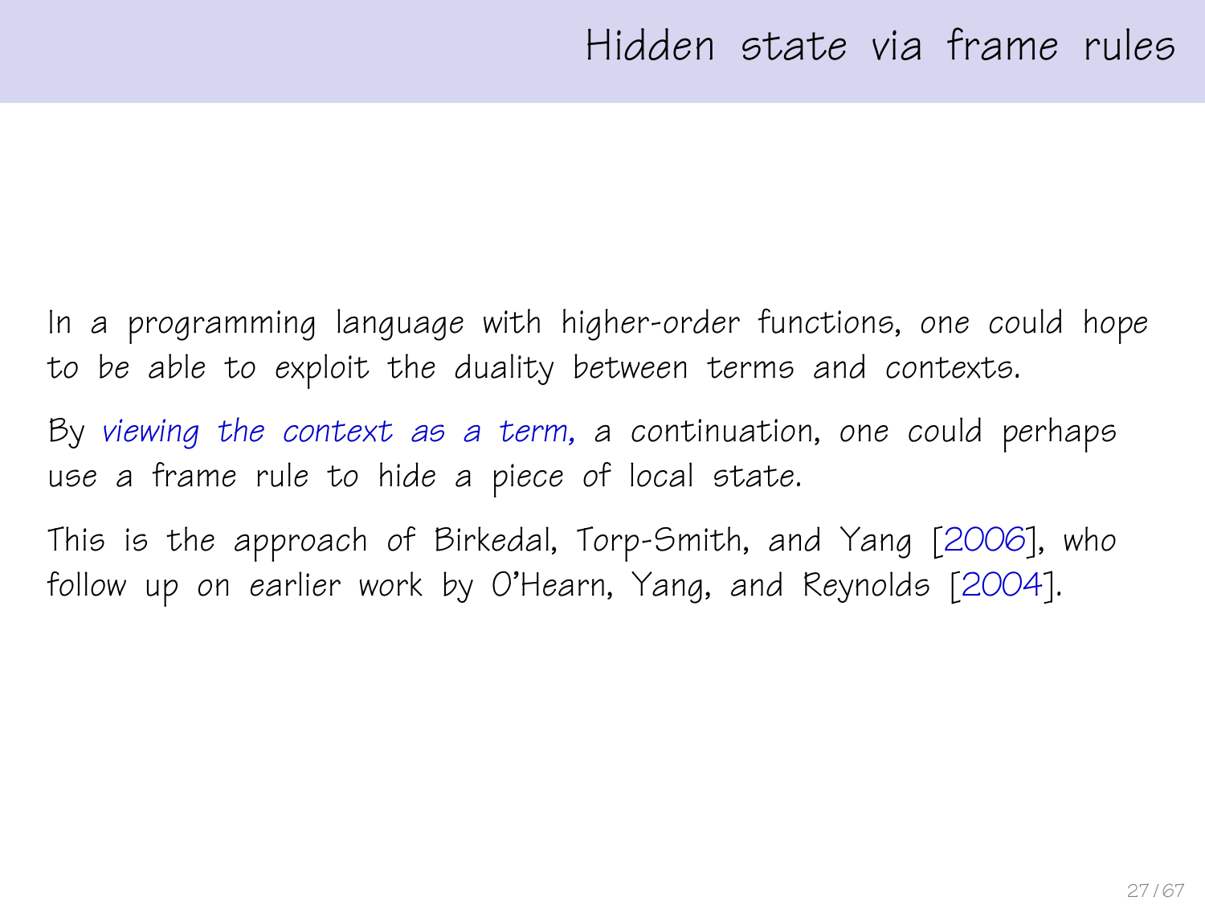# Hidden state via frame rules

In a programming language with higher-order functions, one could hope to be able to exploit the duality between terms and contexts.

By *viewing the context as a term*, a continuation, one could perhaps use a frame rule to hide a piece of local state.

This is the approach of Birkedal, Torp-Smith, and Yang [2006], who follow up on earlier work by O'Hearn, Yang, and Reynolds [2004].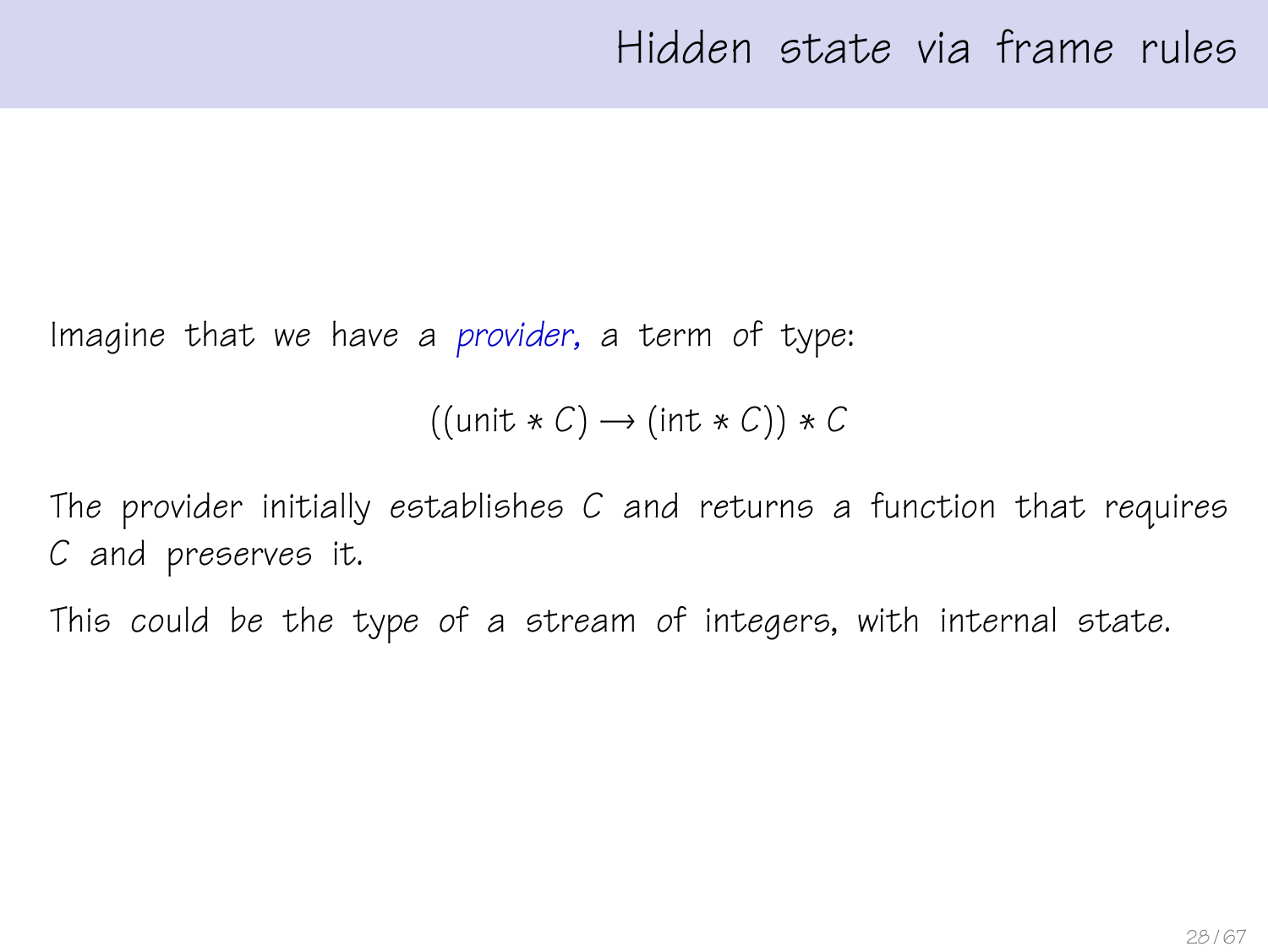# Hidden state via frame rules

Imagine that we have a *provider*, a term of type:

$$((\text{unit} * C) \longrightarrow (\text{int} * C)) * C$$

The provider initially establishes $C$ and returns a function that requires $C$ and preserves it.

This could be the type of a stream of integers, with internal state.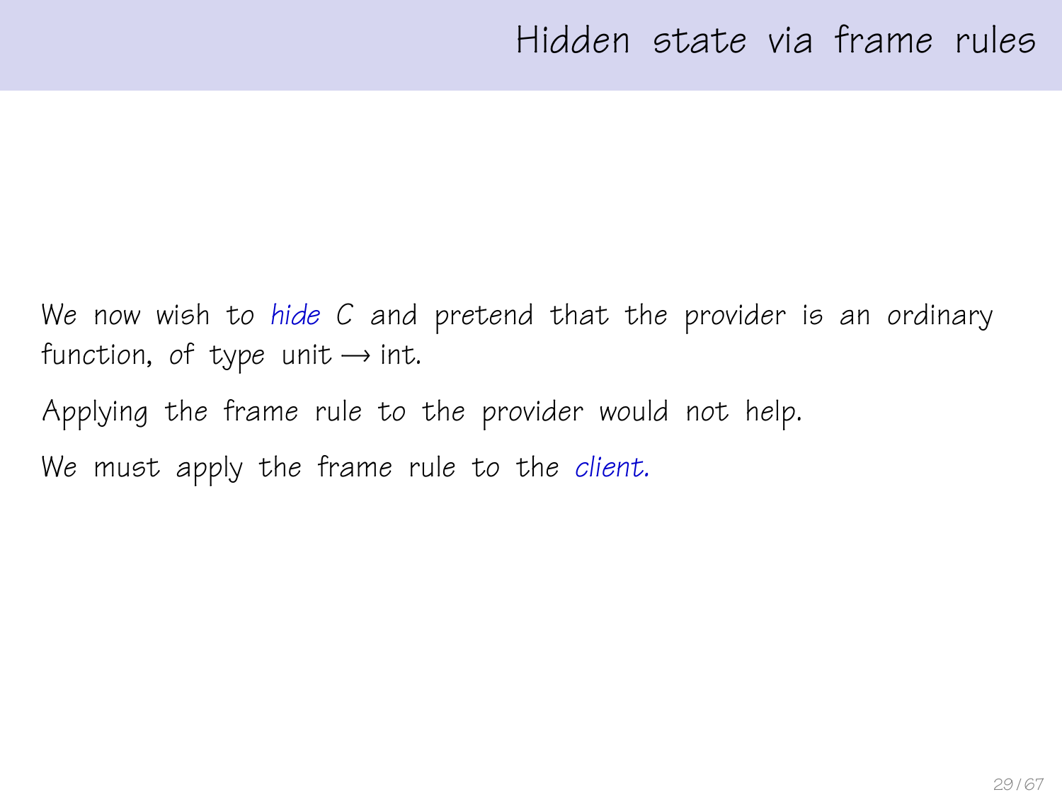# Hidden state via frame rules

We now wish to *hide* $C$ and pretend that the provider is an ordinary function, of type unit $\rightarrow$ int.

Applying the frame rule to the provider would not help.

We must apply the frame rule to the *client.*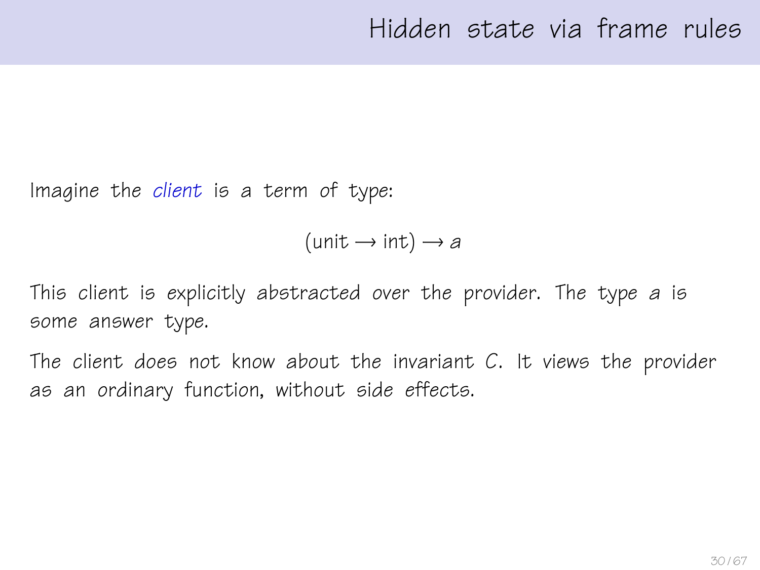# Hidden state via frame rules

Imagine the *client* is a term of type:

$$(\text{unit} \rightarrow \text{int}) \rightarrow a$$

This client is explicitly abstracted over the provider. The type $a$ is some answer type.

The client does not know about the invariant $C$. It views the provider as an ordinary function, without side effects.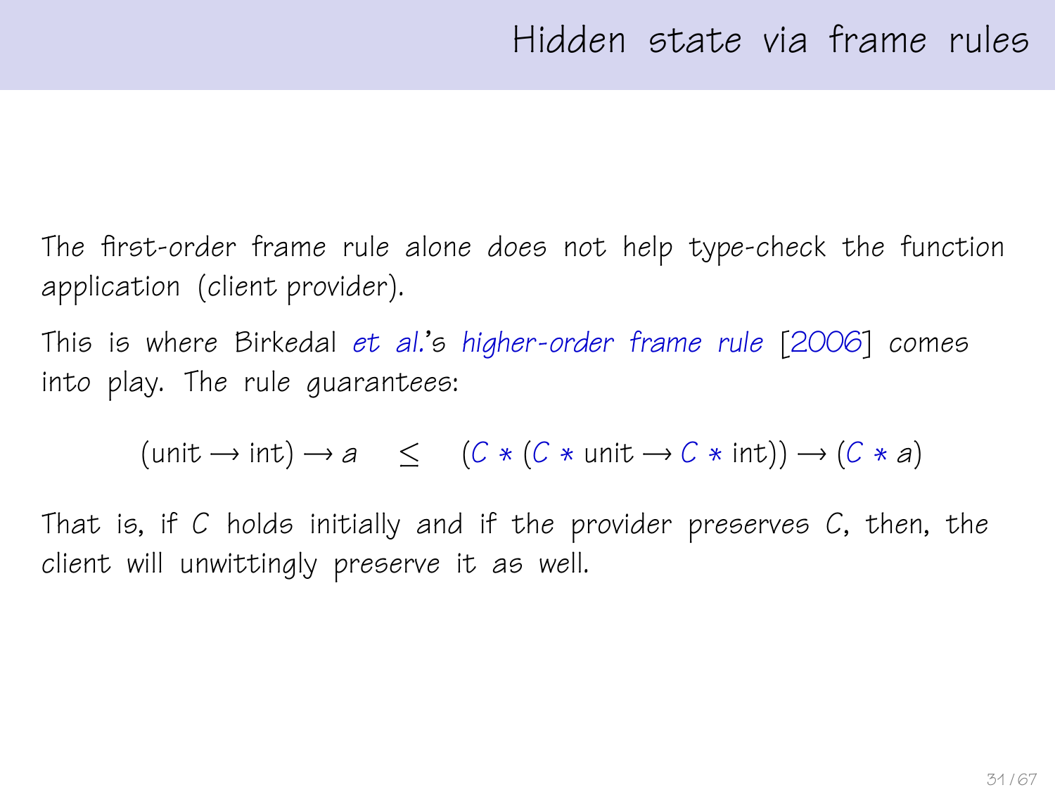# Hidden state via frame rules

The first-order frame rule alone *does not* help type-check the function application (client provider).

This is where Birkedal *et al.*'s *higher-order frame rule* [2006] comes into play. The rule guarantees:

$$(\text{unit} \to \text{int}) \to a \quad \leq \quad (C * (C * \text{unit} \to C * \text{int})) \to (C * a)$$

That is, if $C$ holds initially and if the provider preserves $C$, then, the client will unwittingly preserve it as well.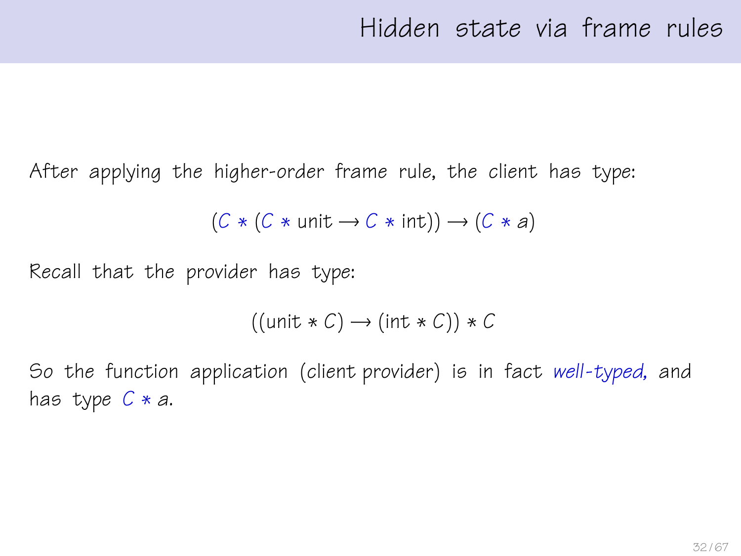# Hidden state via frame rules

After applying the higher-order frame rule, the client has type:

$$(C * (C * \text{unit} \longrightarrow C * \text{int})) \longrightarrow (C * a)$$

Recall that the provider has type:

$$((\text{unit} * C) \longrightarrow (\text{int} * C)) * C$$

So the function application (client provider) is in fact *well-typed*, and has type $C * a$.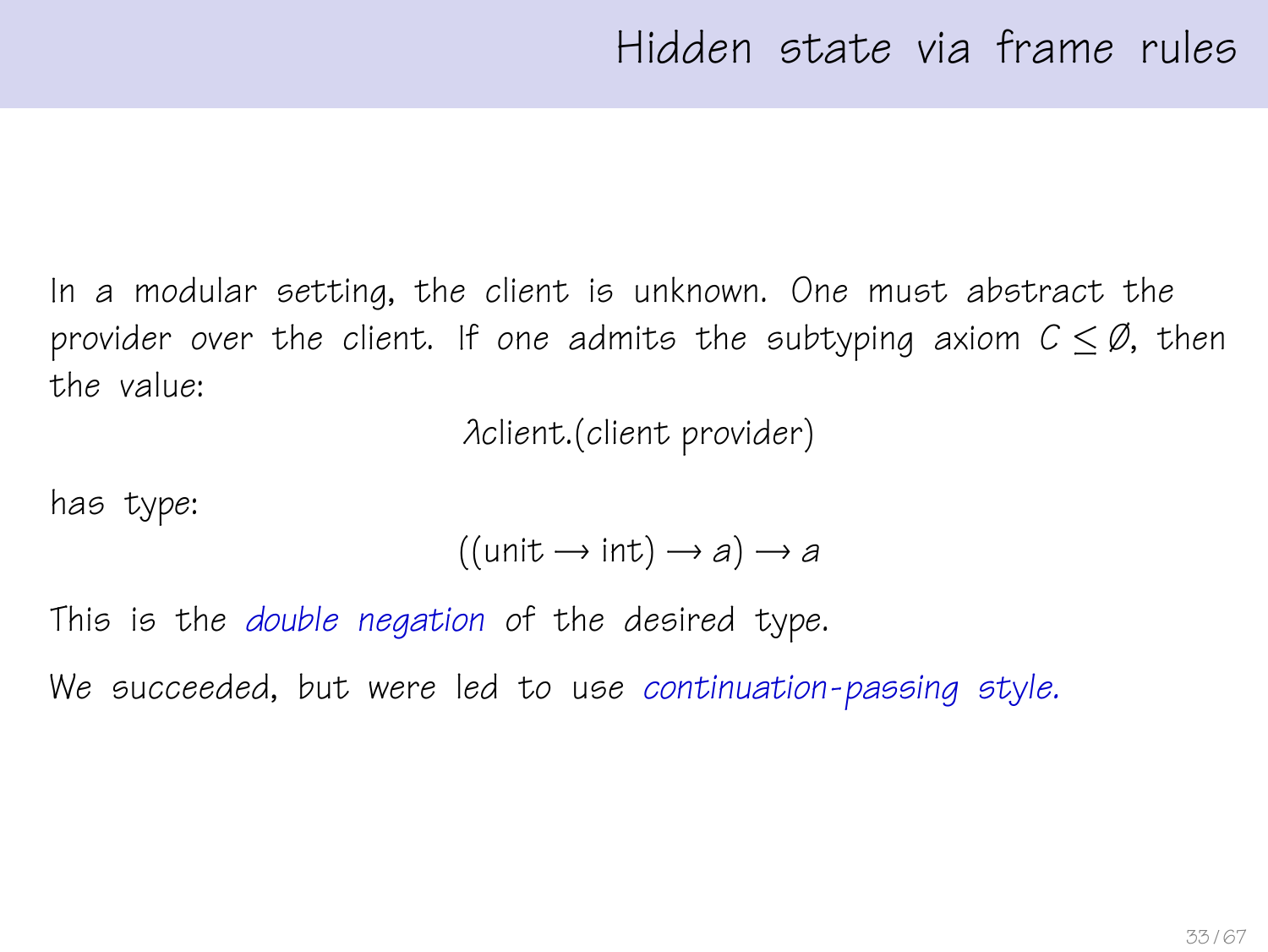# Hidden state via frame rules

In a modular setting, the client is unknown. One must abstract the provider over the client. If one admits the subtyping axiom $C \leq \emptyset$, then the value:

$$\lambda \text{client}.(\text{client provider})$$

has type:

$$((\text{unit} \rightarrow \text{int}) \rightarrow a) \rightarrow a$$

This is the *double negation* of the desired type.

We succeeded, but were led to use *continuation-passing style.*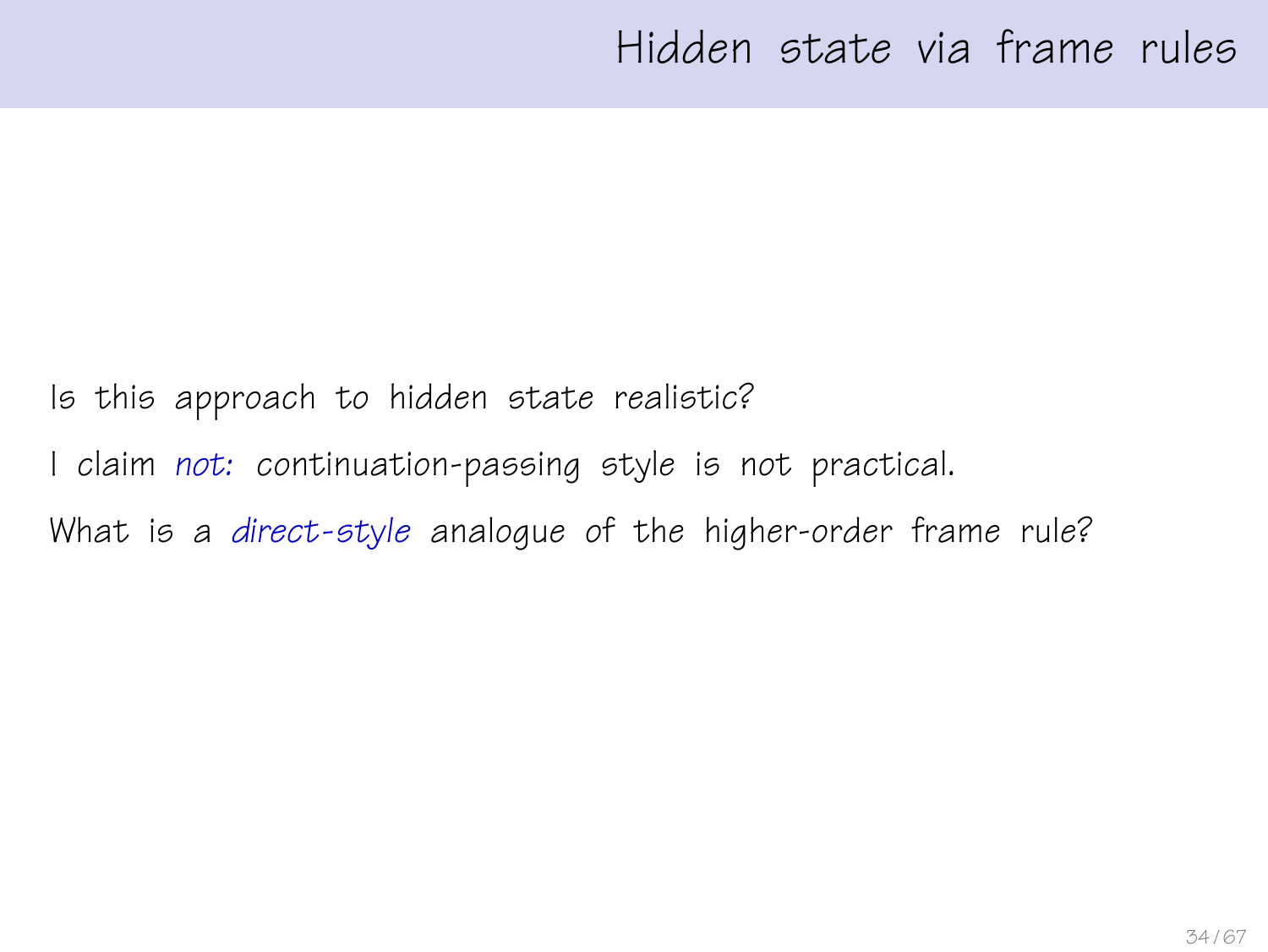# Hidden state via frame rules

Is this approach to hidden state realistic?

I claim *not:* continuation-passing style is not practical.

What is a *direct-style* analogue of the higher-order frame rule?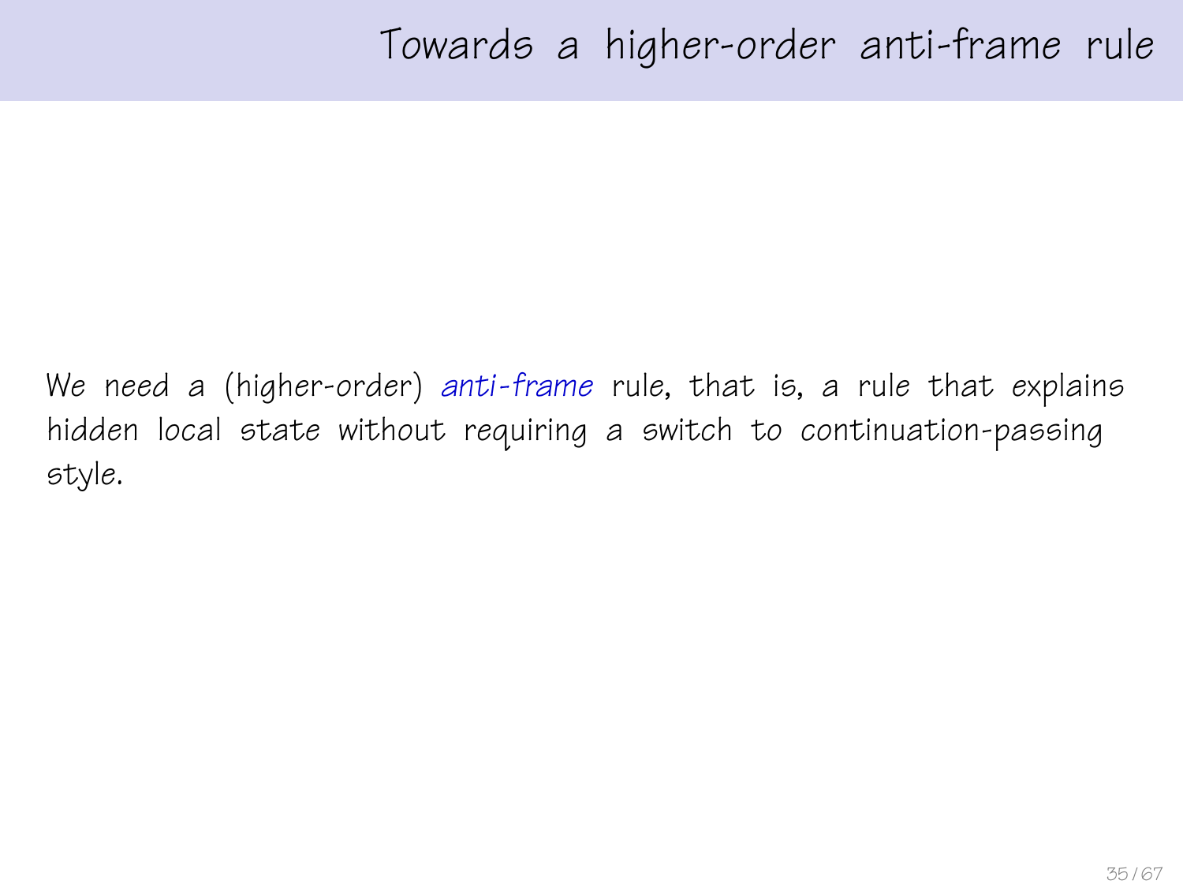# Towards a higher-order anti-frame rule

We need a (higher-order) *anti-frame* rule, that is, a rule that explains hidden local state without requiring a switch to continuation-passing style.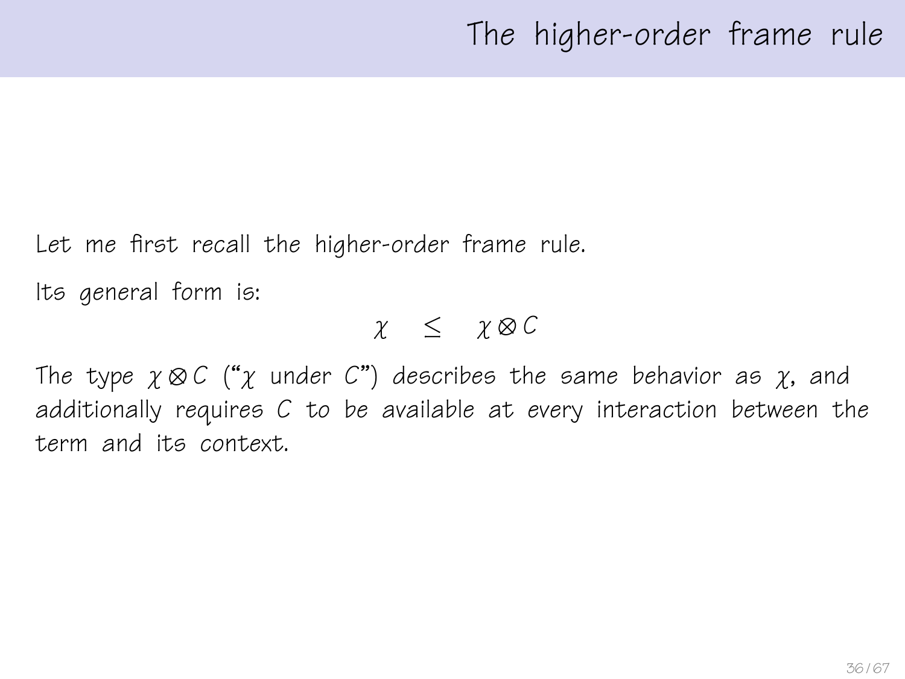# The higher-order frame rule

Let me first recall the higher-order frame rule.

Its general form is:

$$\chi \quad \leq \quad \chi \otimes C$$

The type $\chi \otimes C$ ("$\chi$ under $C$") describes the same behavior as $\chi$, and additionally requires $C$ to be available at every interaction between the term and its context.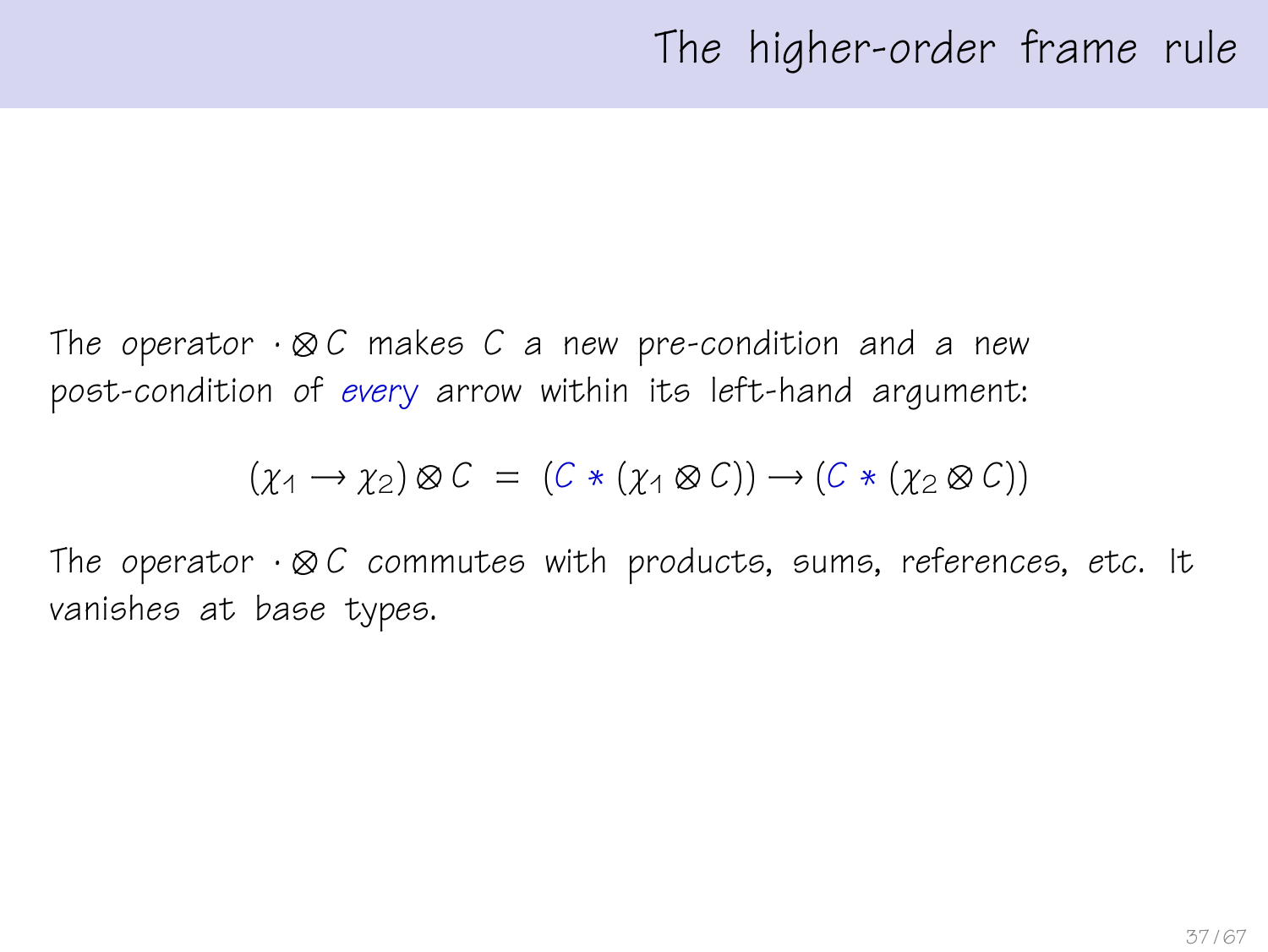# The higher-order frame rule

The operator $\cdot \otimes C$ makes $C$ a new pre-condition and a new post-condition of *every* arrow within its left-hand argument:

$$(\chi_1 \rightarrow \chi_2) \otimes C \;=\; (C * (\chi_1 \otimes C)) \rightarrow (C * (\chi_2 \otimes C))$$

The operator $\cdot \otimes C$ commutes with products, sums, references, etc. It vanishes at base types.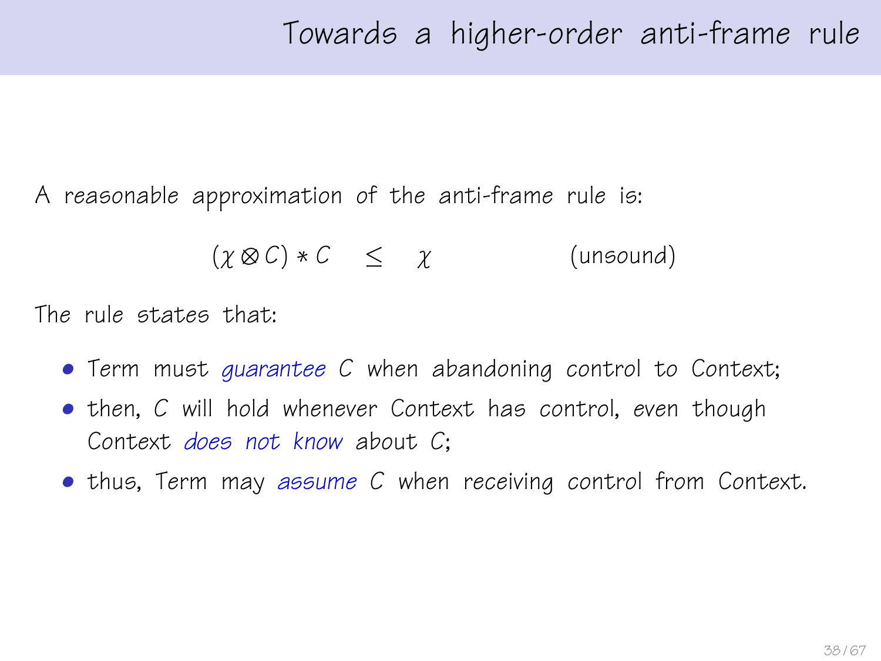# Towards a higher-order anti-frame rule

A reasonable approximation of the anti-frame rule is:

$$(\chi \otimes C) * C \quad \leq \quad \chi \qquad\qquad \text{(unsound)}$$

The rule states that:

- Term must *guarantee* $C$ when abandoning control to Context;
- then, $C$ will hold whenever Context has control, even though Context *does not know* about $C$;
- thus, Term may *assume* $C$ when receiving control from Context.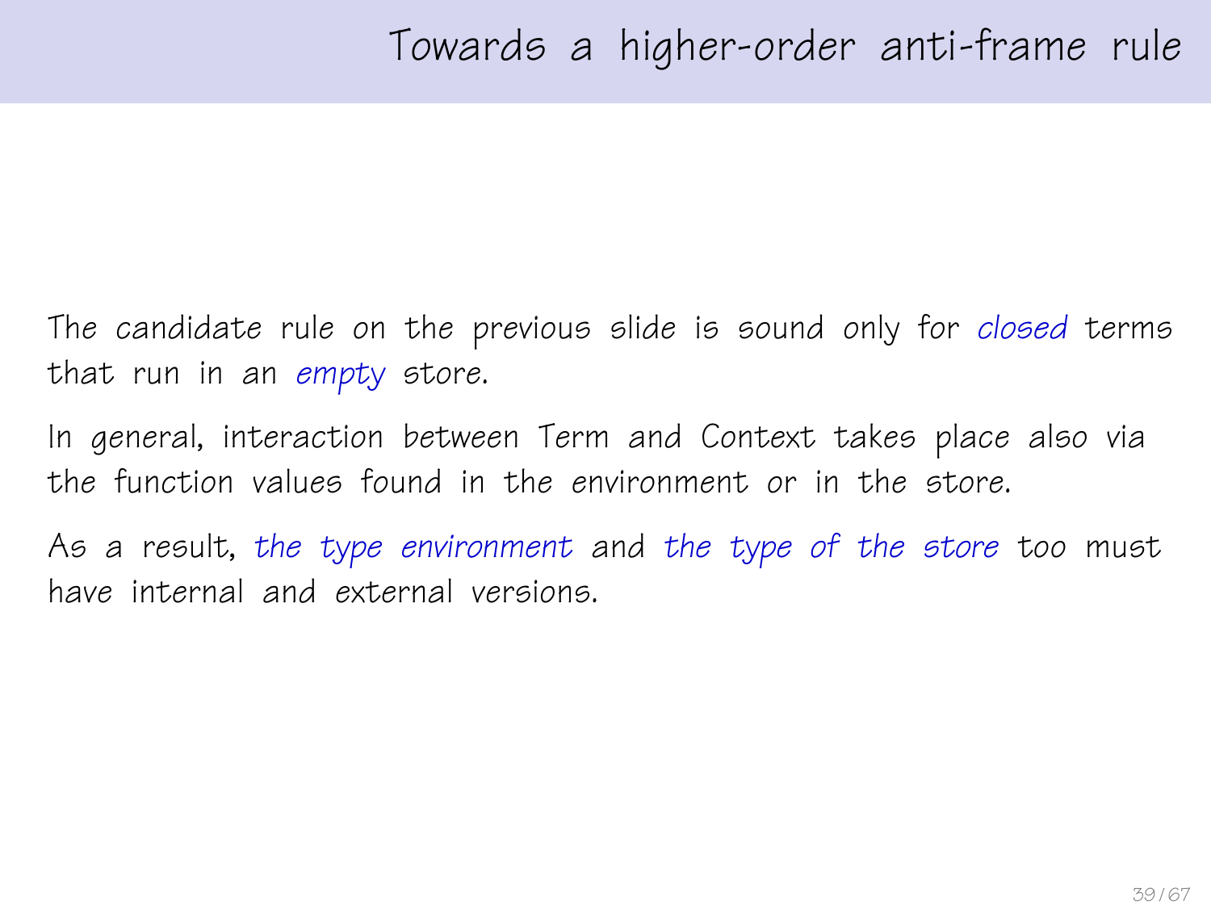# Towards a higher-order anti-frame rule

The candidate rule on the previous slide is sound only for *closed* terms that run in an *empty* store.

In general, interaction between Term and Context takes place also via the function values found in the environment or in the store.

As a result, *the type environment* and *the type of the store* too must have internal and external versions.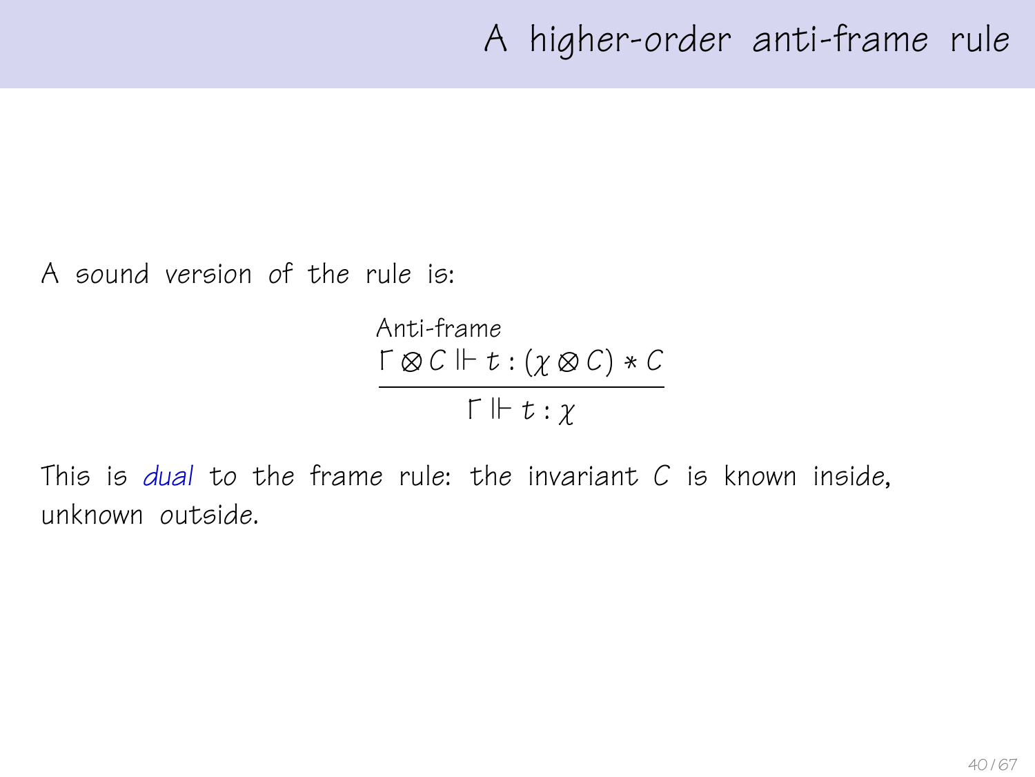# A higher-order anti-frame rule

A sound version of the rule is:

$$\frac{\Gamma \otimes C \Vdash t : (\chi \otimes C) * C}{\Gamma \Vdash t : \chi}\ \text{Anti-frame}$$

This is *dual* to the frame rule: the invariant $C$ is known inside, unknown outside.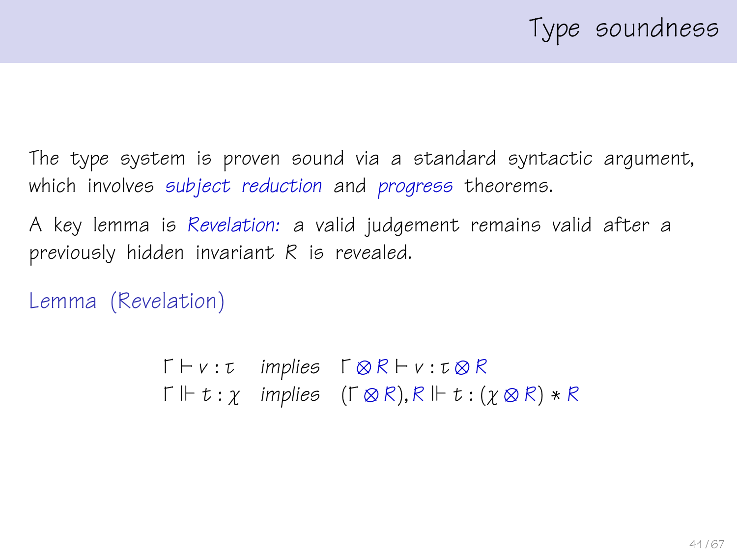# Type soundness

The type system is proven sound via a standard syntactic argument, which involves *subject reduction* and *progress* theorems.

A key lemma is *Revelation:* a valid judgement remains valid after a previously hidden invariant $R$ is revealed.

**Lemma (Revelation)**

$$
\begin{array}{lll}
\Gamma \vdash v : \tau & \textit{implies} & \Gamma \otimes R \vdash v : \tau \otimes R \\
\Gamma \Vdash t : \chi & \textit{implies} & (\Gamma \otimes R), R \Vdash t : (\chi \otimes R) * R
\end{array}
$$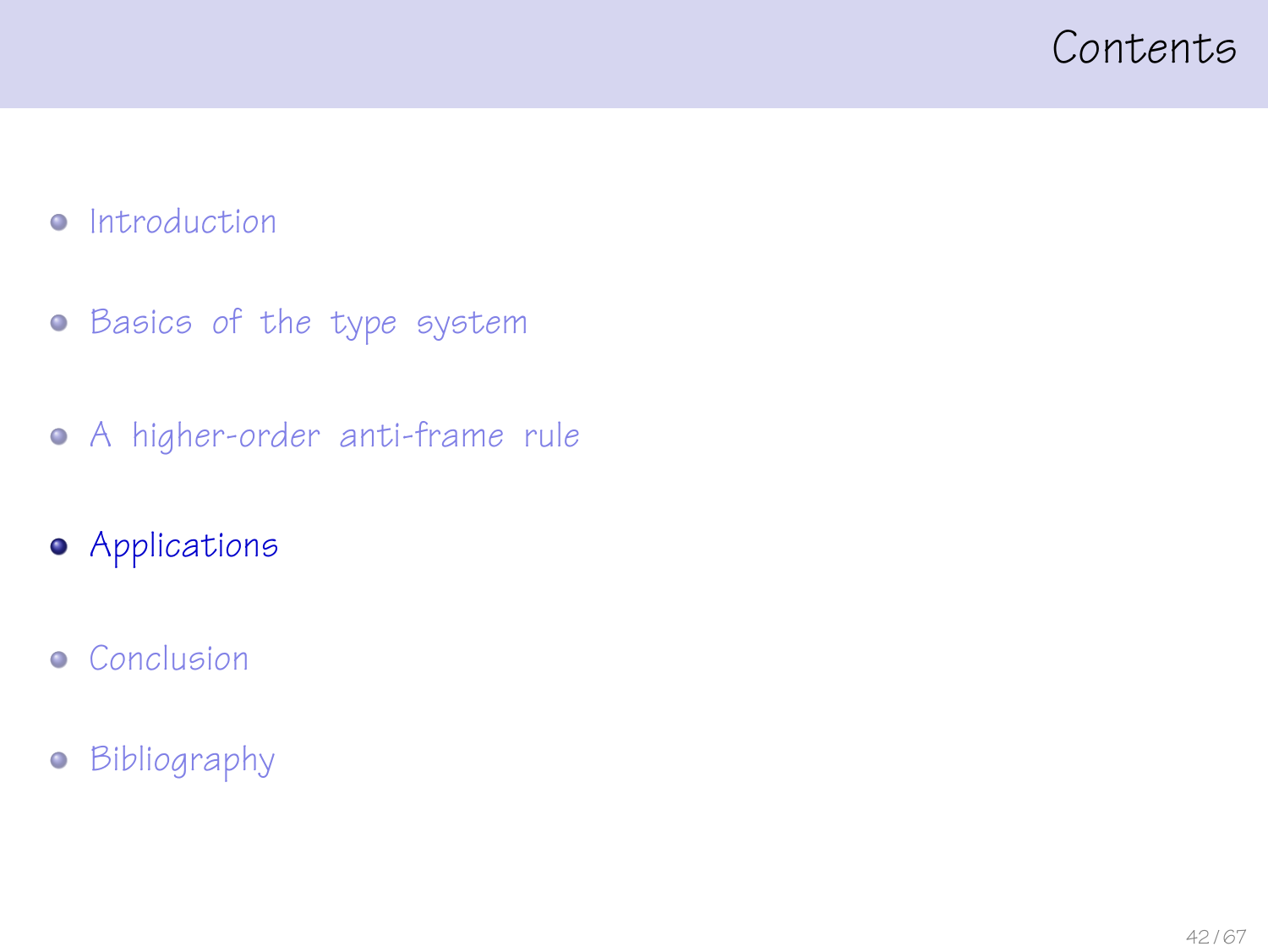# Contents

- Introduction
- Basics of the type system
- A higher-order anti-frame rule
- **Applications**
- Conclusion
- Bibliography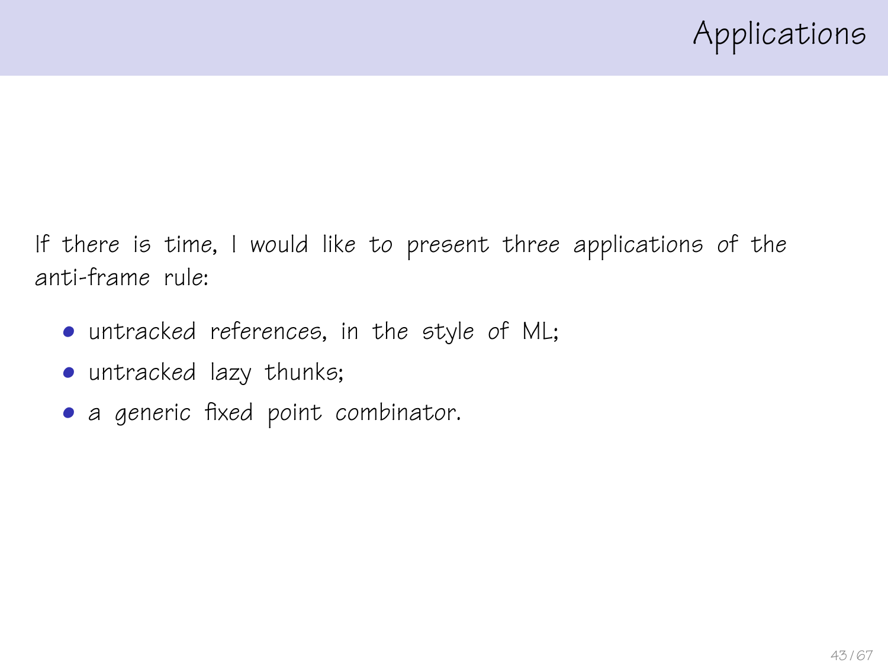# Applications

If there is time, I would like to present three applications of the anti-frame rule:

- untracked references, in the style of ML;
- untracked lazy thunks;
- a generic fixed point combinator.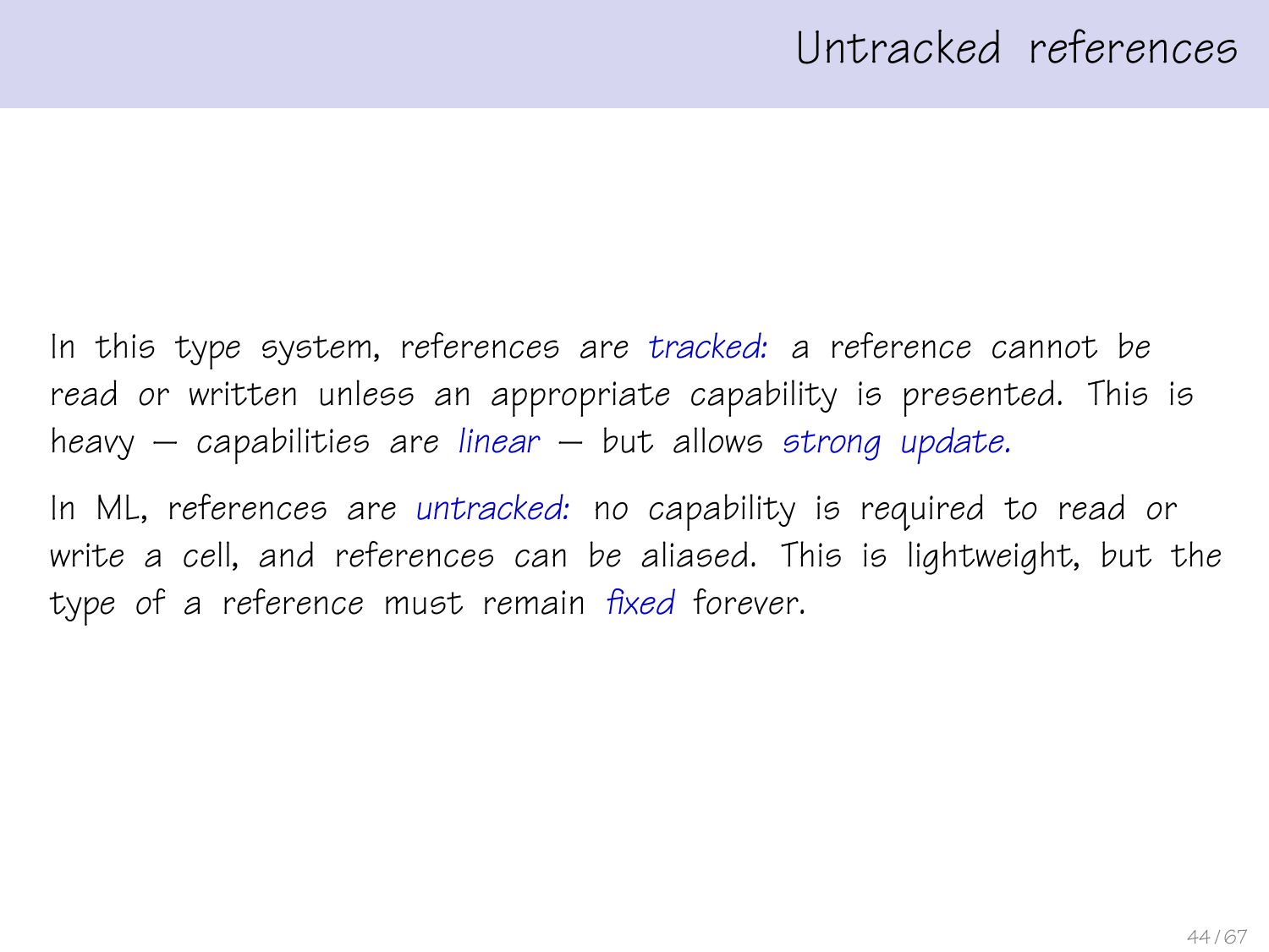# Untracked references

In this type system, references are *tracked:* a reference cannot be read or written unless an appropriate capability is presented. This is heavy — capabilities are *linear* — but allows *strong update.*

In ML, references are *untracked:* no capability is required to read or write a cell, and references can be aliased. This is lightweight, but the type of a reference must remain *fixed* forever.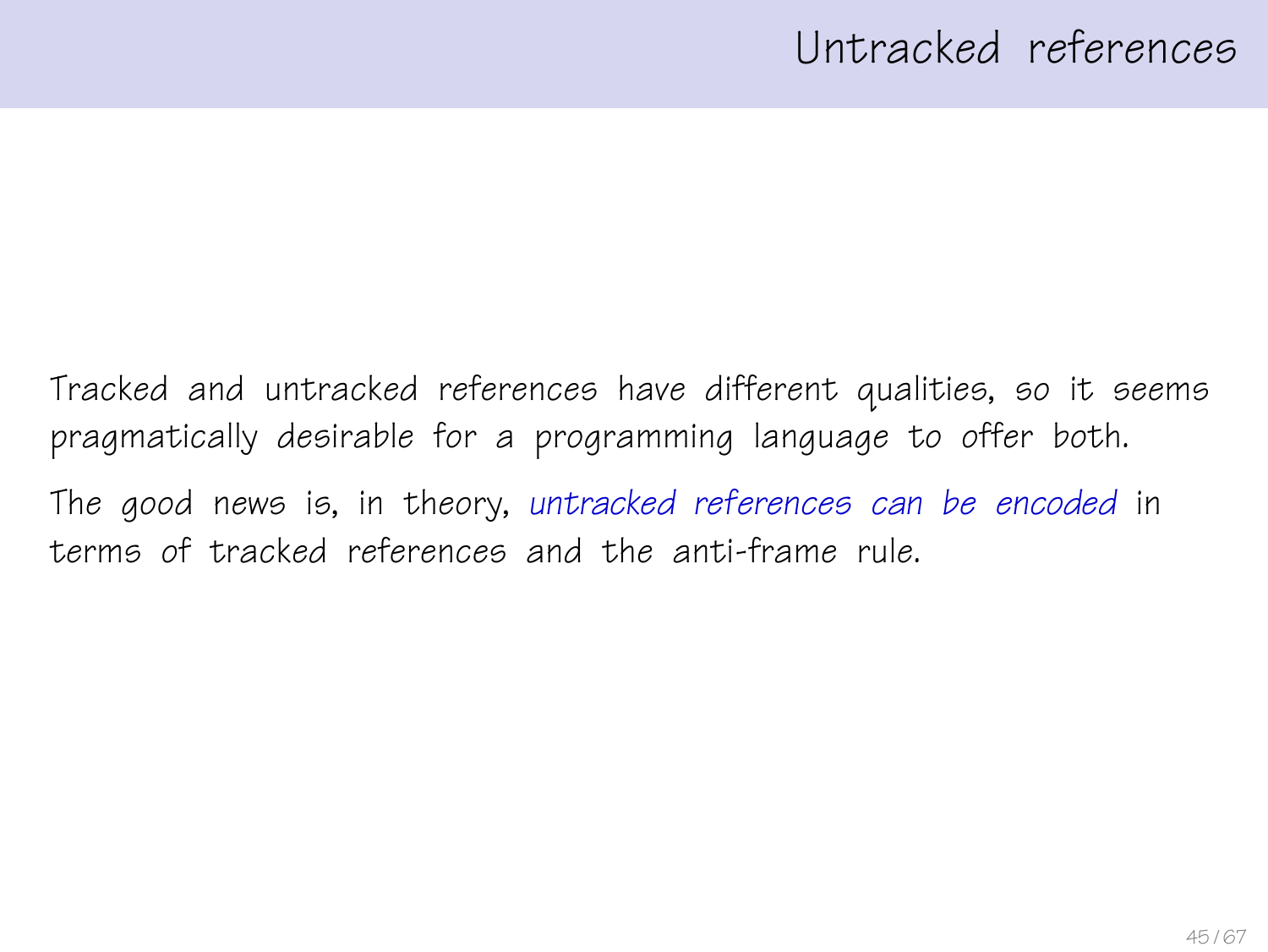# Untracked references

Tracked and untracked references have different qualities, so it seems pragmatically desirable for a programming language to offer both.

The good news is, in theory, *untracked references can be encoded* in terms of tracked references and the anti-frame rule.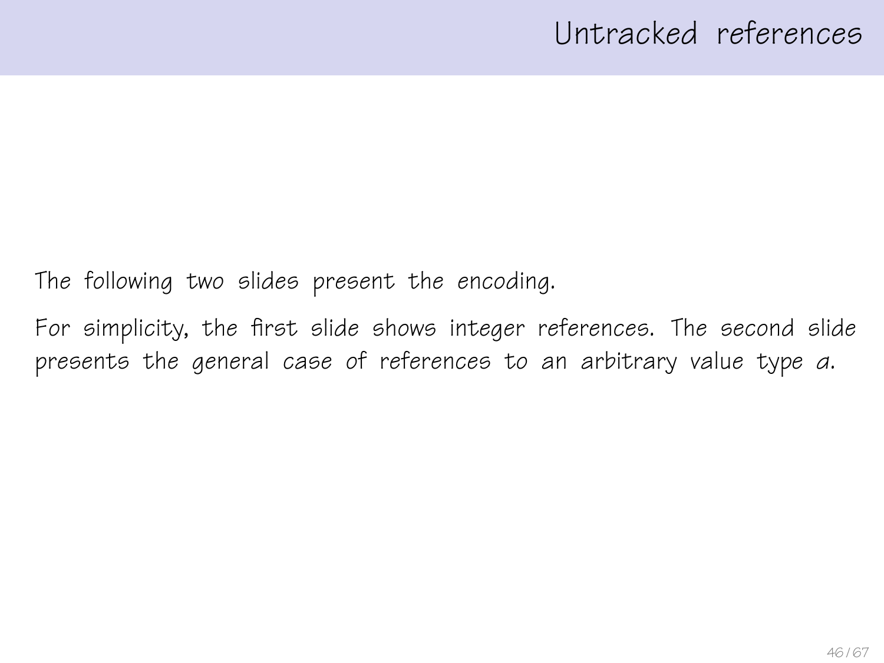# Untracked references

The following two slides present the encoding.

For simplicity, the first slide shows integer references. The second slide presents the general case of references to an arbitrary value type $a$.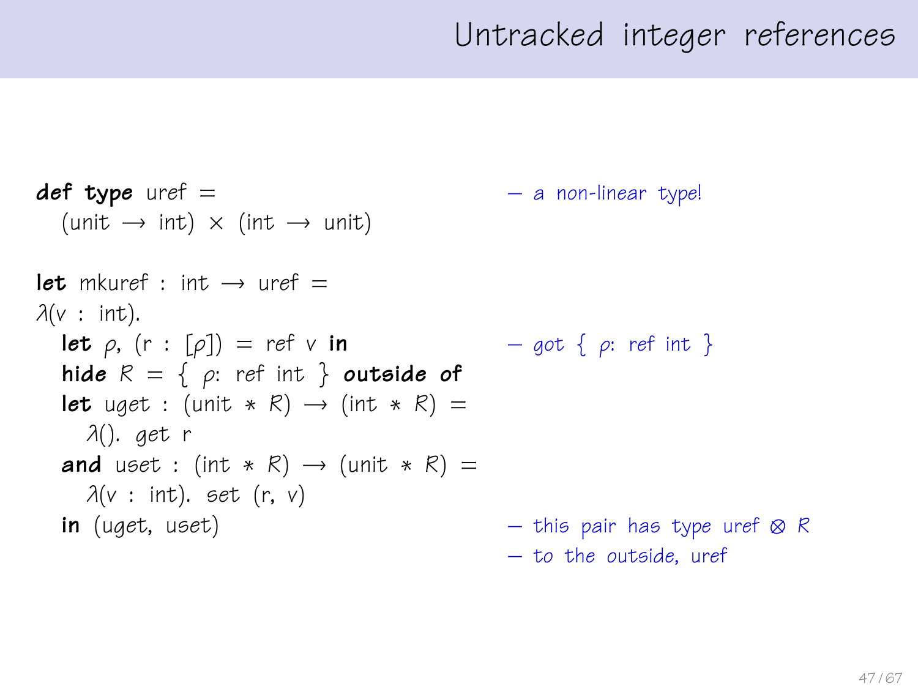# Untracked integer references

```
def type uref =                                   — a non-linear type!
  (unit → int) × (int → unit)

let mkuref : int → uref =
λ(v : int).
  let ρ, (r : [ρ]) = ref v in                     — got { ρ: ref int }
  hide R = { ρ: ref int } outside of
  let uget : (unit * R) → (int * R) =
    λ(). get r
  and uset : (int * R) → (unit * R) =
    λ(v : int). set (r, v)
  in (uget, uset)                                 — this pair has type uref ⊗ R
                                                  — to the outside, uref
```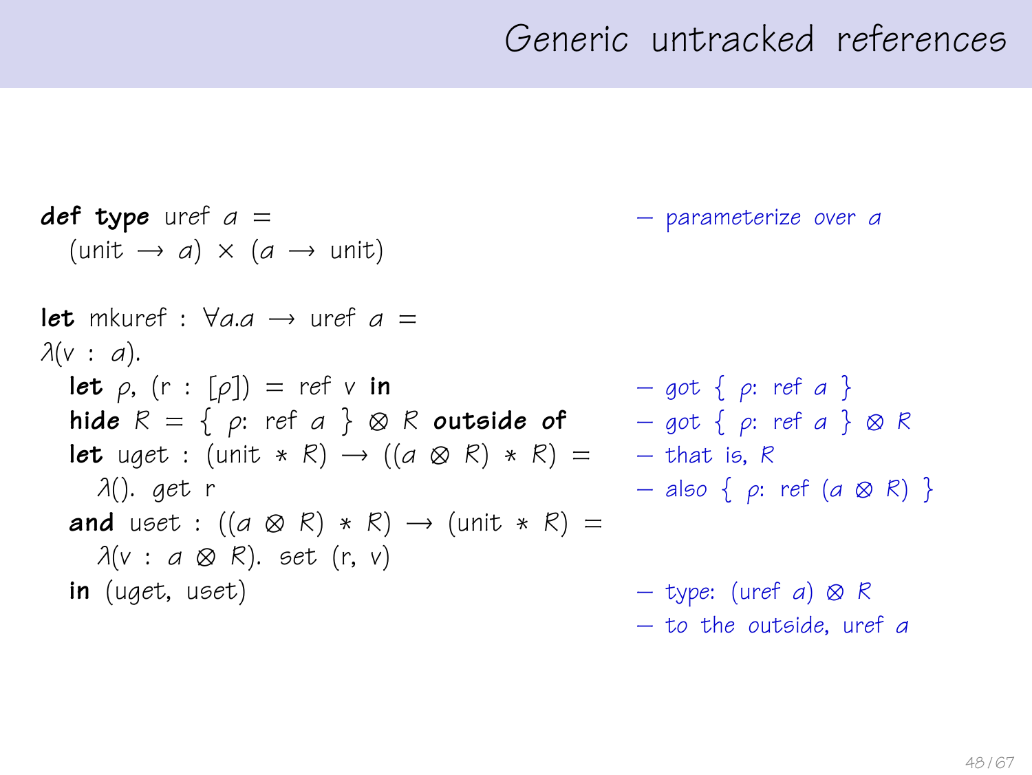# Generic untracked references

```
def type uref a =                                        — parameterize over a
  (unit → a) × (a → unit)

let mkuref : ∀a.a → uref a =
λ(v : a).
  let ρ, (r : [ρ]) = ref v in                           — got { ρ: ref a }
  hide R = { ρ: ref a } ⊗ R outside of                  — got { ρ: ref a } ⊗ R
  let uget : (unit * R) → ((a ⊗ R) * R) =               — that is, R
    λ(). get r                                           — also { ρ: ref (a ⊗ R) }
  and uset : ((a ⊗ R) * R) → (unit * R) =
    λ(v : a ⊗ R). set (r, v)
  in (uget, uset)                                        — type: (uref a) ⊗ R
                                                         — to the outside, uref a
```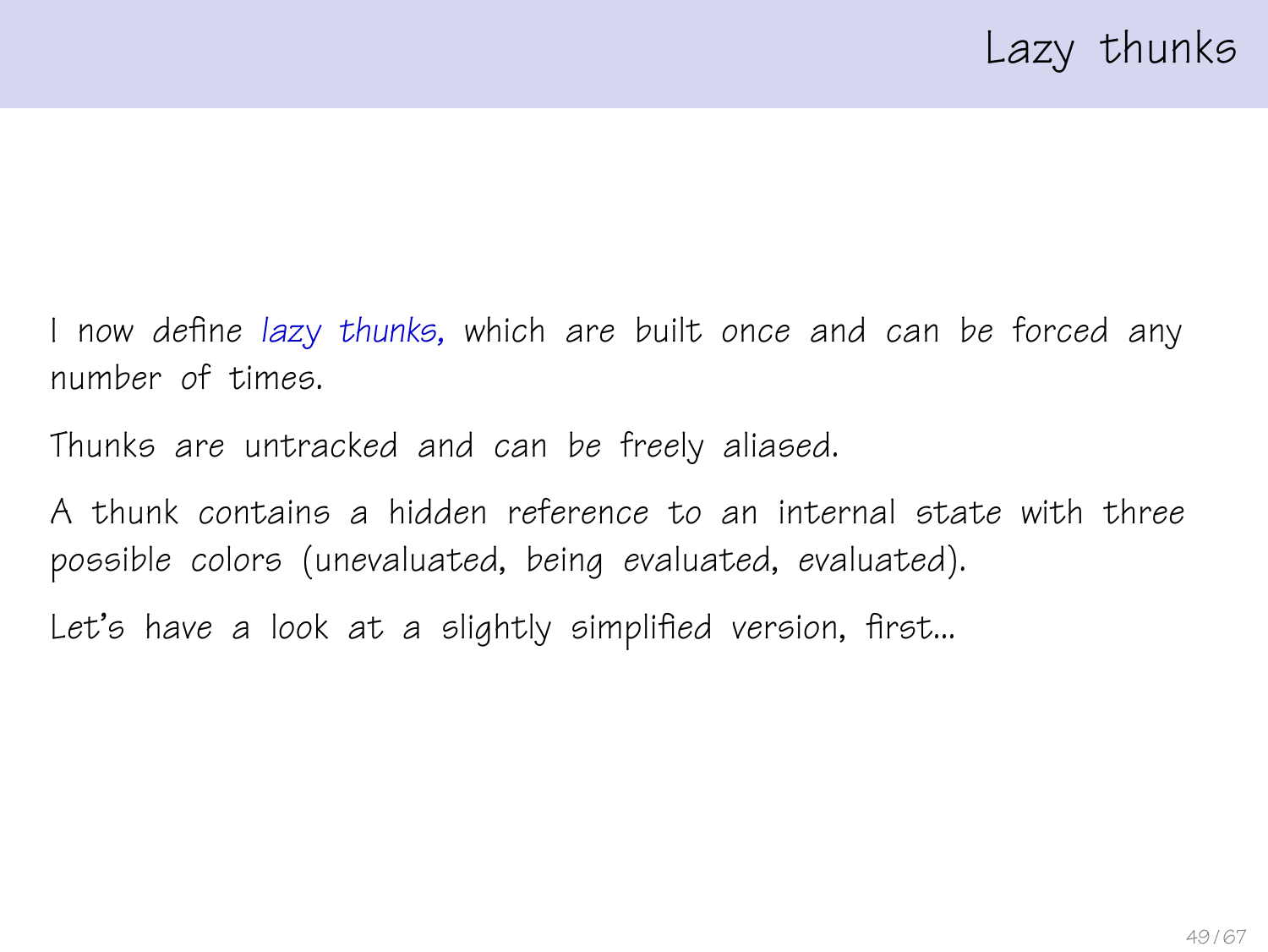# Lazy thunks

I now define *lazy thunks*, which are built once and can be forced any number of times.

Thunks are untracked and can be freely aliased.

A thunk contains a hidden reference to an internal state with three possible colors (unevaluated, being evaluated, evaluated).

Let's have a look at a slightly simplified version, first...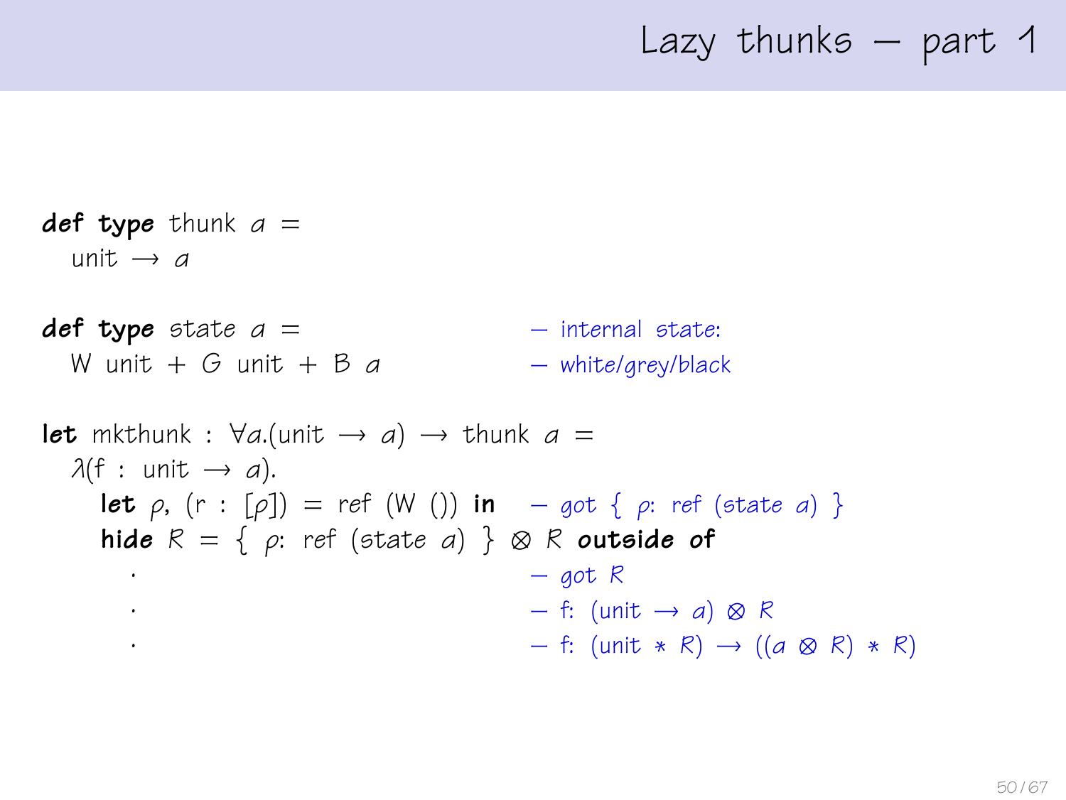# Lazy thunks — part 1

```
def type thunk a =
  unit → a

def type state a =                       — internal state:
  W unit + G unit + B a                  — white/grey/black

let mkthunk : ∀a.(unit → a) → thunk a =
  λ(f : unit → a).
    let ρ, (r : [ρ]) = ref (W ()) in     — got { ρ: ref (state a) }
    hide R = { ρ: ref (state a) } ⊗ R outside of
      .                                  — got R
      .                                  — f: (unit → a) ⊗ R
      .                                  — f: (unit * R) → ((a ⊗ R) * R)
```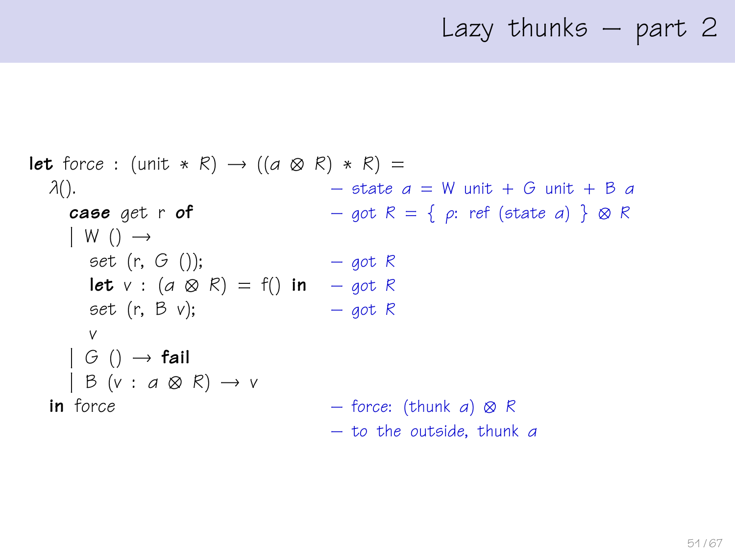# Lazy thunks — part 2

```
let force : (unit ∗ R) → ((a ⊗ R) ∗ R) =
  λ().                                  — state a = W unit + G unit + B a
    case get r of                       — got R = { ρ: ref (state a) } ⊗ R
    | W () →
      set (r, G ());                    — got R
      let v : (a ⊗ R) = f() in          — got R
      set (r, B v);                     — got R
      v
    | G () → fail
    | B (v : a ⊗ R) → v
  in force                              — force: (thunk a) ⊗ R
                                        — to the outside, thunk a
```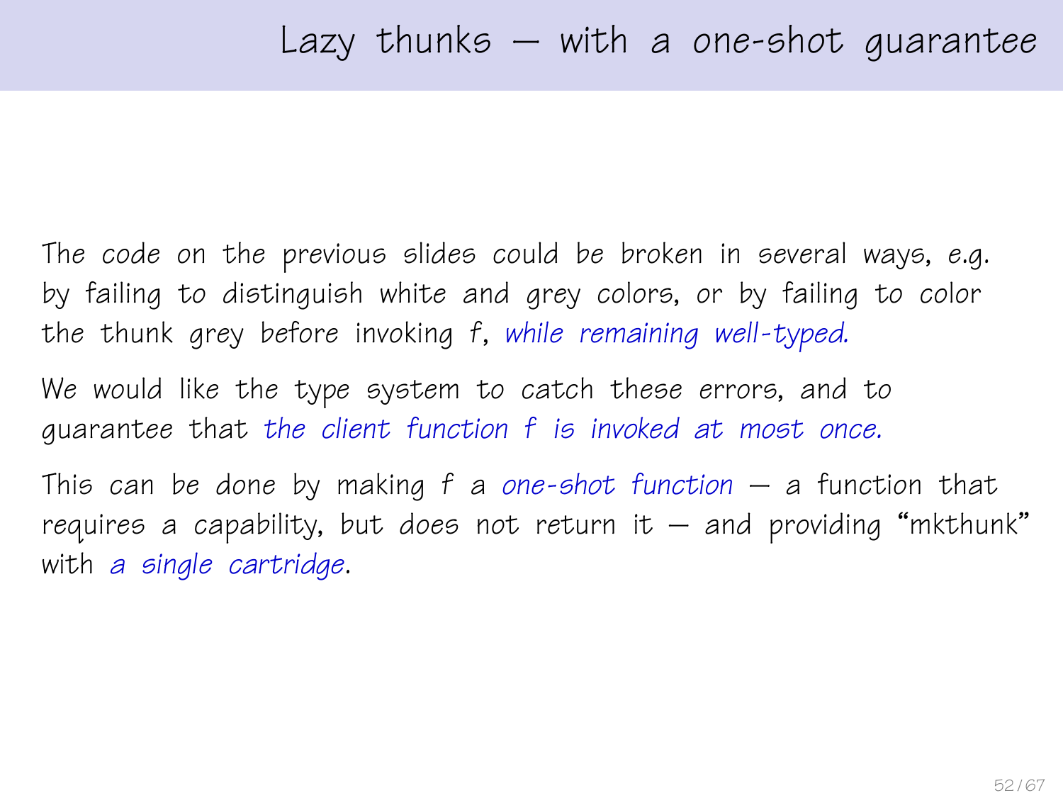# Lazy thunks — with a one-shot guarantee

The code on the previous slides could be broken in several ways, e.g. by failing to distinguish white and grey colors, or by failing to color the thunk grey before invoking $f$, *while remaining well-typed.*

We would like the type system to catch these errors, and to guarantee that *the client function $f$ is invoked at most once.*

This can be done by making $f$ a *one-shot function* — a function that requires a capability, but does not return it — and providing "mkthunk" with *a single cartridge*.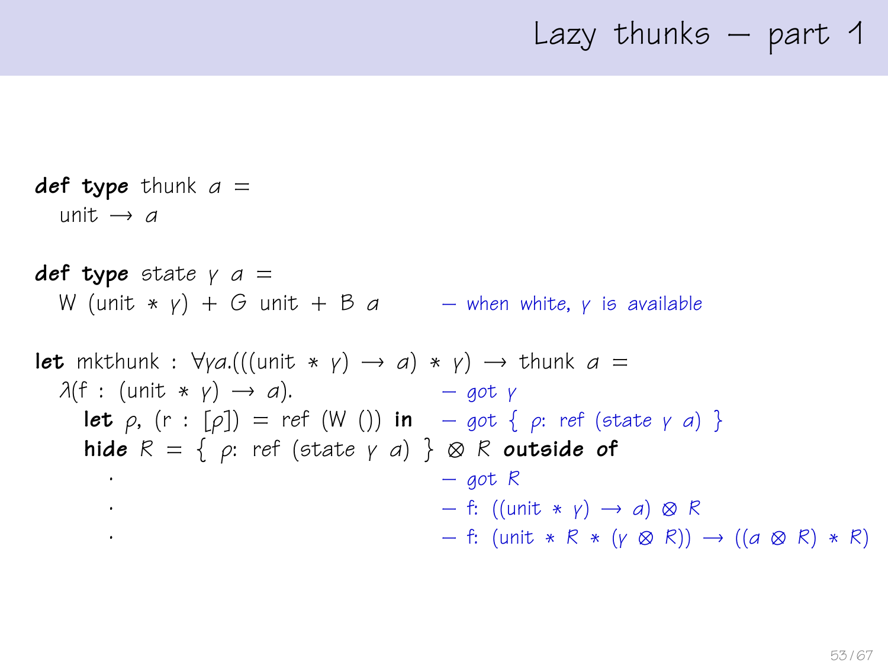# Lazy thunks — part 1

```
def type thunk α =
  unit ⟶ α

def type state γ α =
  W (unit * γ) + G unit + B α          — when white, γ is available

let mkthunk : ∀γα.(((unit * γ) ⟶ α) * γ) ⟶ thunk α =
  λ(f : (unit * γ) ⟶ α).               — got γ
    let ρ, (r : [ρ]) = ref (W ()) in    — got { ρ: ref (state γ α) }
    hide R = { ρ: ref (state γ α) } ⊗ R outside of
      .                                 — got R
      .                                 — f: ((unit * γ) ⟶ α) ⊗ R
      .                                 — f: (unit * R * (γ ⊗ R)) ⟶ ((α ⊗ R) * R)
```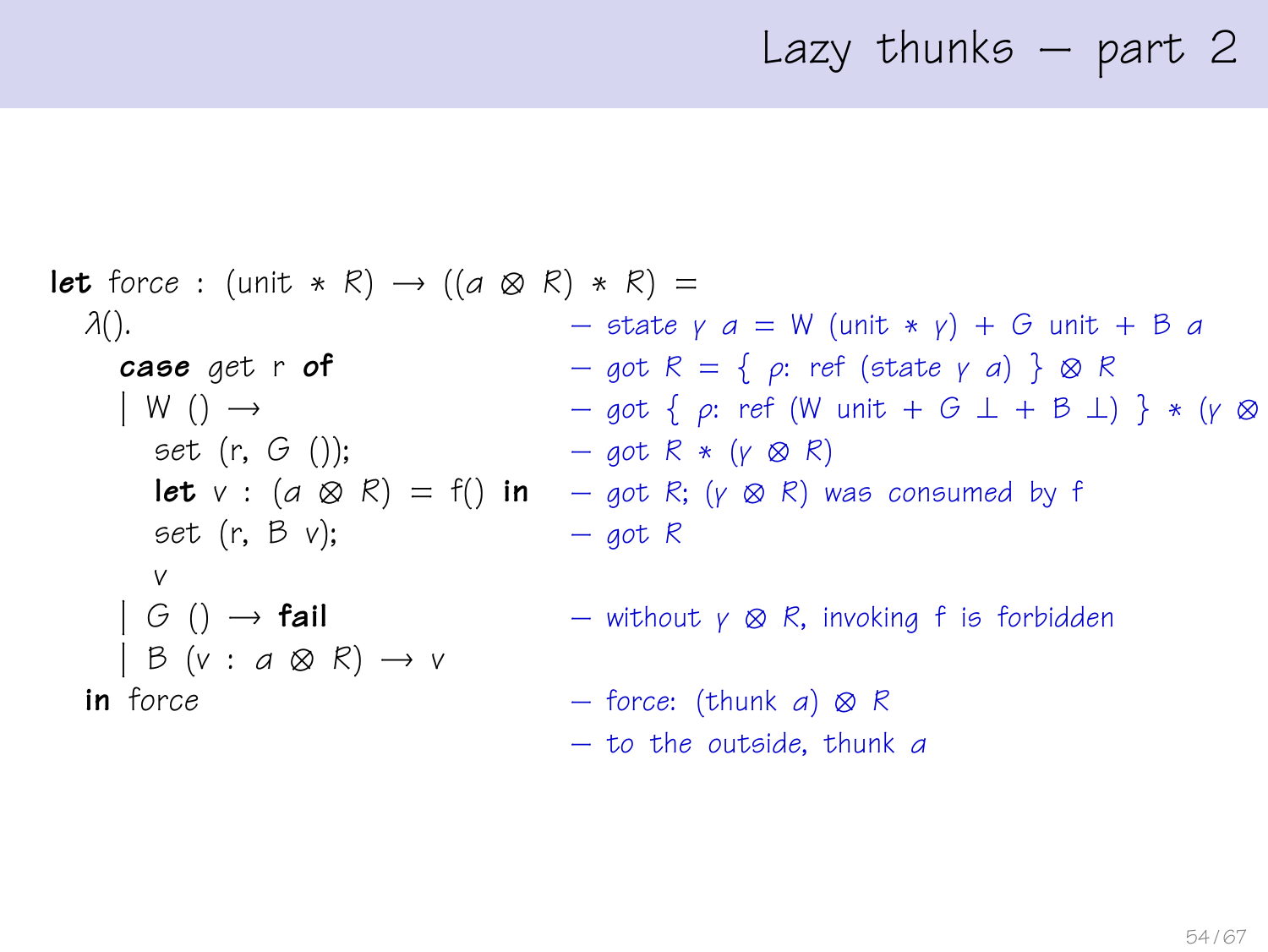# Lazy thunks — part 2

```
let force : (unit ∗ R) → ((a ⊗ R) ∗ R) =
  λ().                              — state γ a = W (unit ∗ γ) + G unit + B a
    case get r of                   — got R = { ρ: ref (state γ a) } ⊗ R
    | W () →                        — got { ρ: ref (W unit + G ⊥ + B ⊥) } ∗ (γ ⊗
      set (r, G ());                — got R ∗ (γ ⊗ R)
      let v : (a ⊗ R) = f() in      — got R; (γ ⊗ R) was consumed by f
      set (r, B v);                 — got R
      v
    | G () → fail                   — without γ ⊗ R, invoking f is forbidden
    | B (v : a ⊗ R) → v
  in force                          — force: (thunk a) ⊗ R
                                    — to the outside, thunk a
```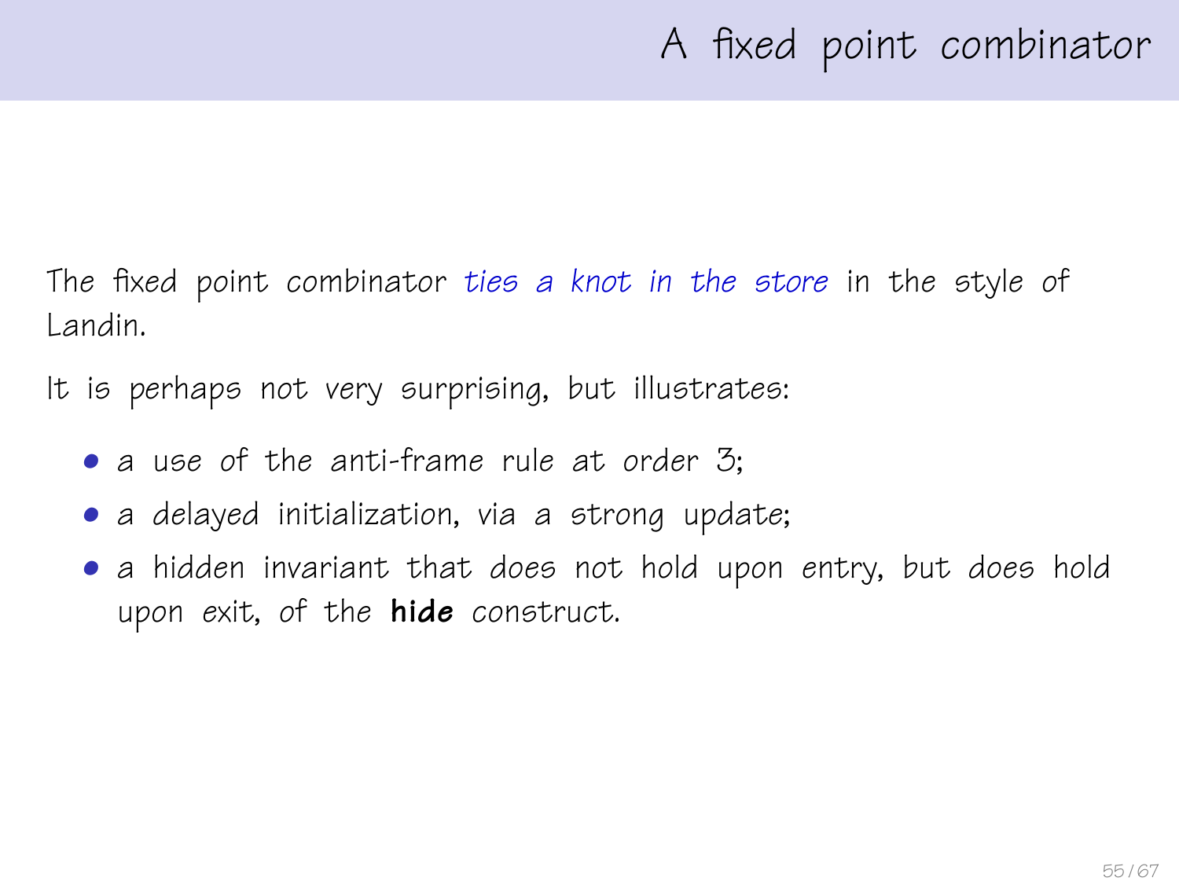# A fixed point combinator

The fixed point combinator *ties a knot in the store* in the style of Landin.

It is perhaps not very surprising, but illustrates:

- a use of the anti-frame rule at order 3;
- a delayed initialization, via a strong update;
- a hidden invariant that *does not* hold upon entry, but *does* hold upon exit, of the **hide** construct.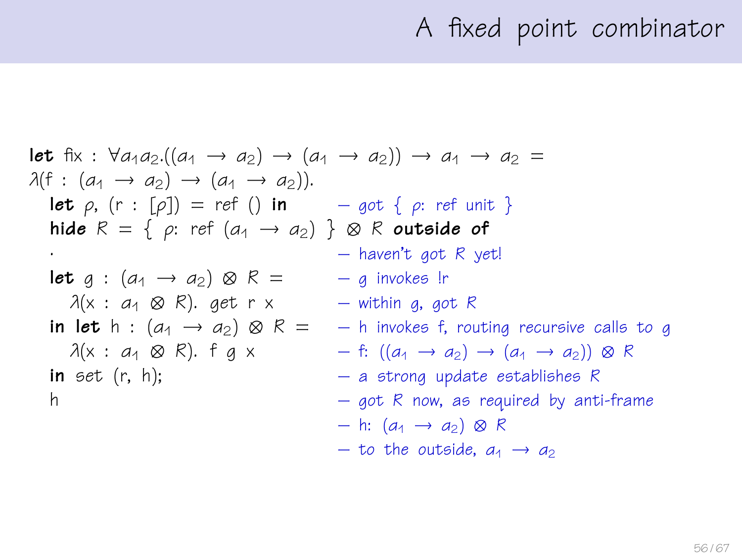# A fixed point combinator

```
let fix : ∀a₁a₂.((a₁ → a₂) → (a₁ → a₂)) → a₁ → a₂ =
λ(f : (a₁ → a₂) → (a₁ → a₂)).
  let ρ, (r : [ρ]) = ref () in          — got { ρ: ref unit }
  hide R = { ρ: ref (a₁ → a₂) } ⊗ R outside of
  .                                     — haven't got R yet!
  let g : (a₁ → a₂) ⊗ R =               — g invokes !r
    λ(x : a₁ ⊗ R). get r x              — within g, got R
  in let h : (a₁ → a₂) ⊗ R =            — h invokes f, routing recursive calls to g
    λ(x : a₁ ⊗ R). f g x                — f: ((a₁ → a₂) → (a₁ → a₂)) ⊗ R
  in set (r, h);                        — a strong update establishes R
  h                                     — got R now, as required by anti-frame
                                        — h: (a₁ → a₂) ⊗ R
                                        — to the outside, a₁ → a₂
```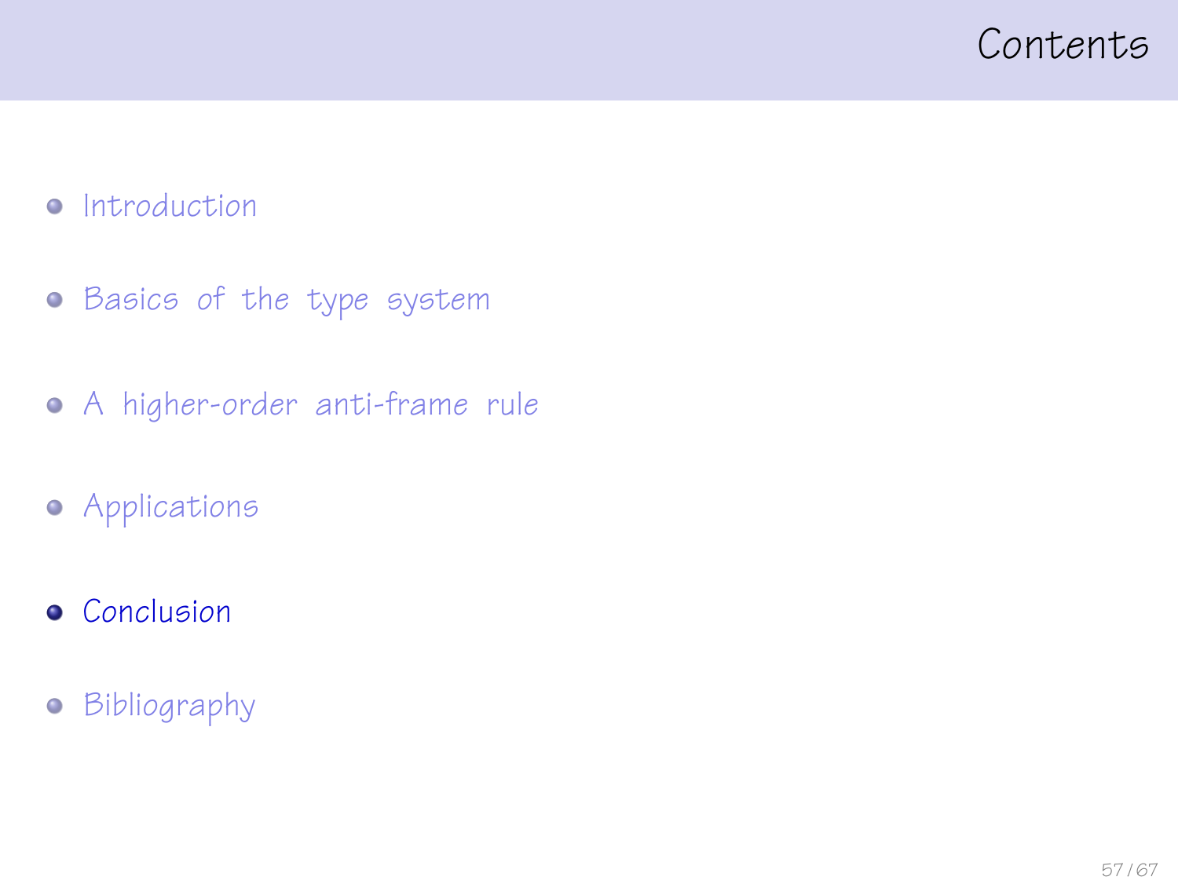# Contents

- Introduction
- Basics of the type system
- A higher-order anti-frame rule
- Applications
- **Conclusion**
- Bibliography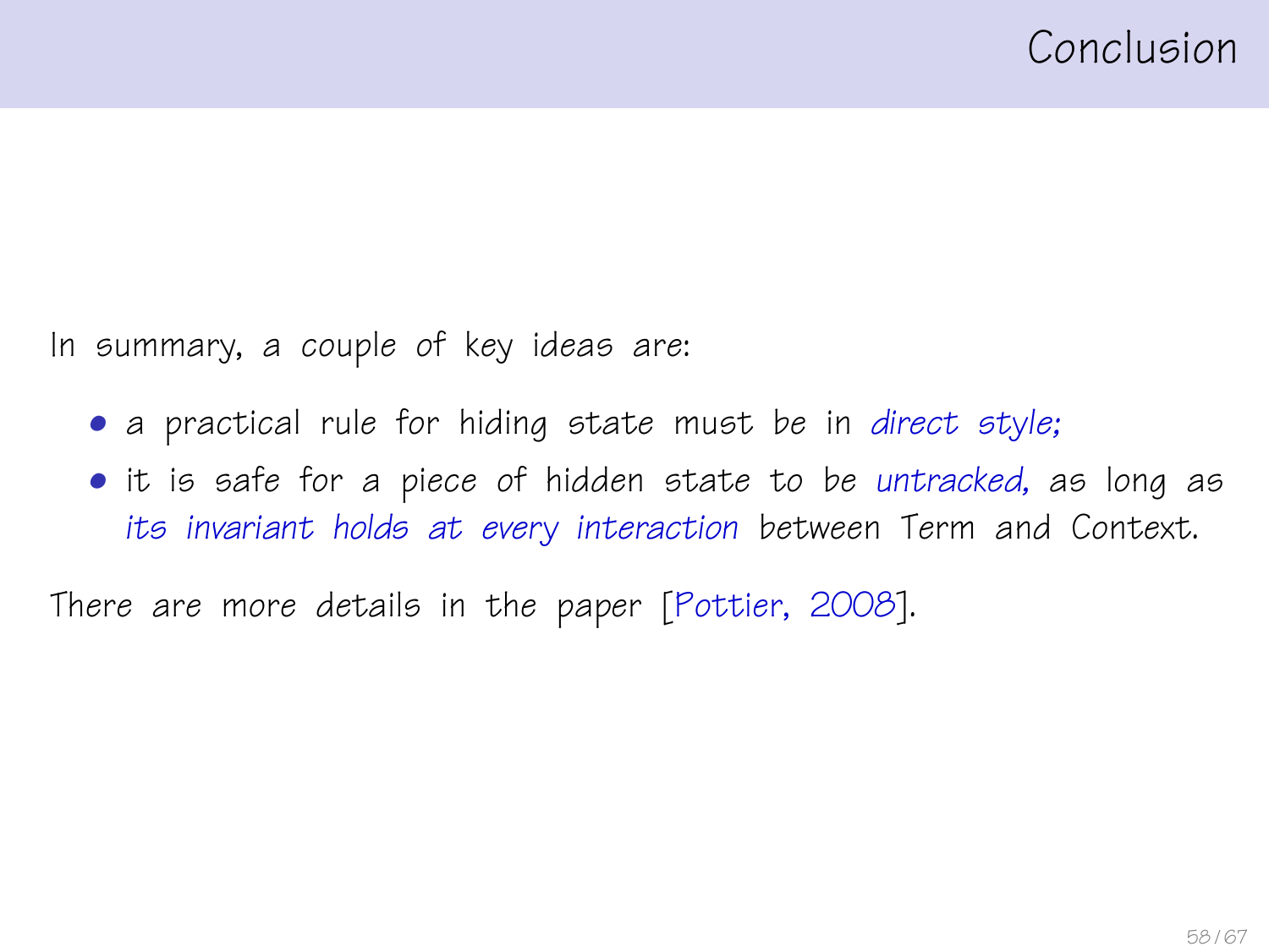# Conclusion

In summary, a couple of key ideas are:

- a practical rule for hiding state must be in *direct style;*
- it is safe for a piece of hidden state to be *untracked,* as long as *its invariant holds at every interaction* between Term and Context.

There are more details in the paper [Pottier, 2008].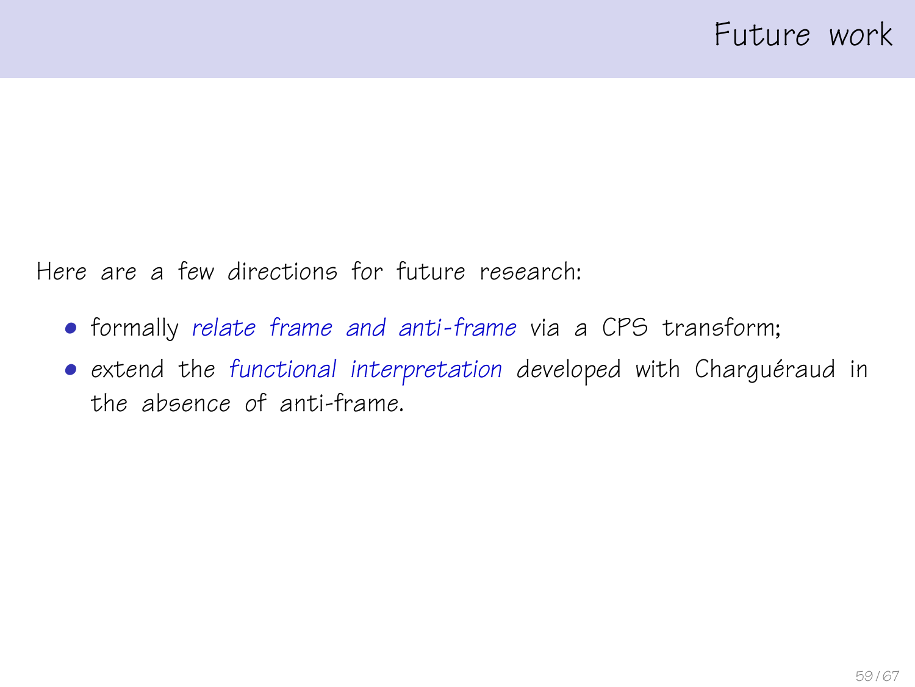# Future work

Here are a few directions for future research:

- formally *relate frame and anti-frame* via a CPS transform;
- extend the *functional interpretation* developed with Charguéraud in the absence of anti-frame.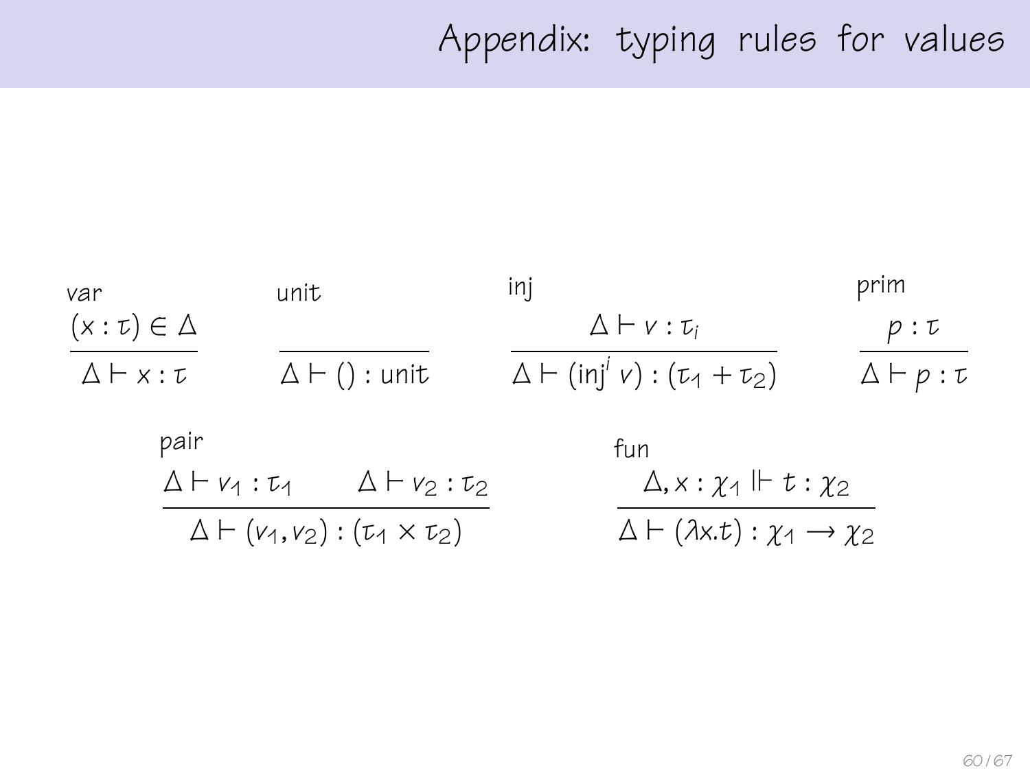# Appendix: typing rules for values

var
$$\frac{(x : \tau) \in \Delta}{\Delta \vdash x : \tau}$$

unit
$$\frac{}{\Delta \vdash () : \text{unit}}$$

inj
$$\frac{\Delta \vdash v : \tau_i}{\Delta \vdash (\text{inj}^i\ v) : (\tau_1 + \tau_2)}$$

prim
$$\frac{p : \tau}{\Delta \vdash p : \tau}$$

pair
$$\frac{\Delta \vdash v_1 : \tau_1 \qquad \Delta \vdash v_2 : \tau_2}{\Delta \vdash (v_1, v_2) : (\tau_1 \times \tau_2)}$$

fun
$$\frac{\Delta, x : \chi_1 \Vdash t : \chi_2}{\Delta \vdash (\lambda x.t) : \chi_1 \rightarrow \chi_2}$$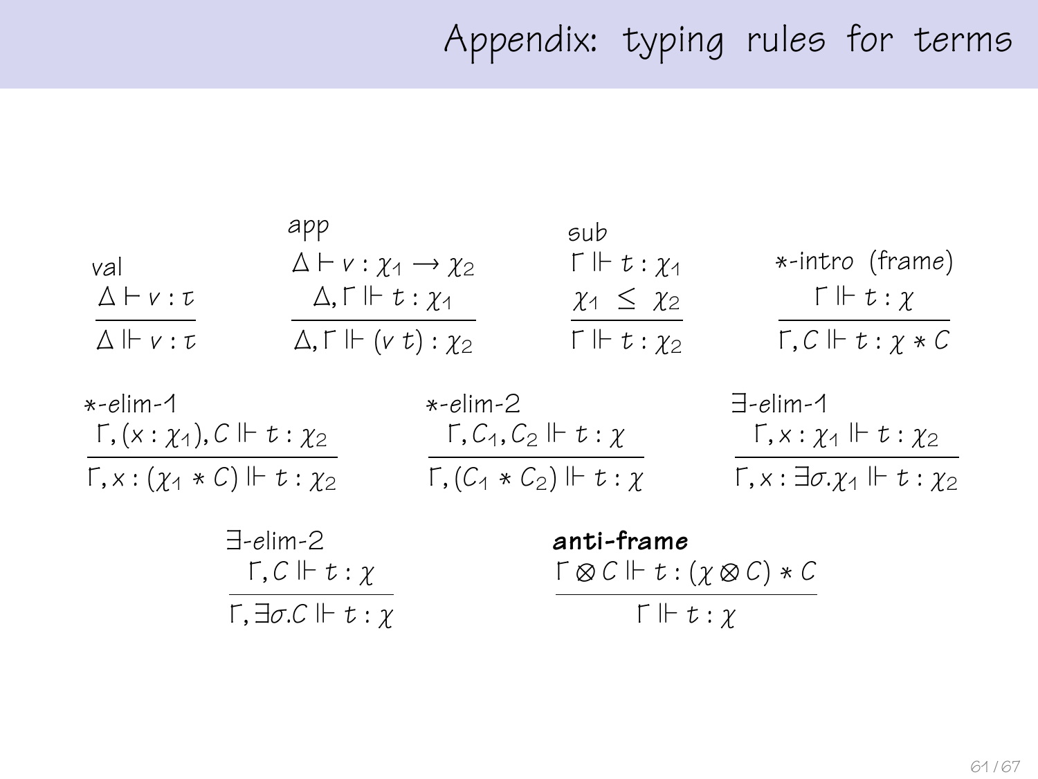# Appendix: typing rules for terms

**val**

$$\frac{\Delta \vdash v : \tau}{\Delta \Vdash v : \tau}$$

**app**

$$\frac{\Delta \vdash v : \chi_1 \rightarrow \chi_2 \qquad \Delta, \Gamma \Vdash t : \chi_1}{\Delta, \Gamma \Vdash (v\ t) : \chi_2}$$

**sub**

$$\frac{\Gamma \Vdash t : \chi_1 \qquad \chi_1 \ \leq \ \chi_2}{\Gamma \Vdash t : \chi_2}$$

**$*$-intro (frame)**

$$\frac{\Gamma \Vdash t : \chi}{\Gamma, C \Vdash t : \chi * C}$$

**$*$-elim-1**

$$\frac{\Gamma, (x : \chi_1), C \Vdash t : \chi_2}{\Gamma, x : (\chi_1 * C) \Vdash t : \chi_2}$$

**$*$-elim-2**

$$\frac{\Gamma, C_1, C_2 \Vdash t : \chi}{\Gamma, (C_1 * C_2) \Vdash t : \chi}$$

**$\exists$-elim-1**

$$\frac{\Gamma, x : \chi_1 \Vdash t : \chi_2}{\Gamma, x : \exists \sigma.\chi_1 \Vdash t : \chi_2}$$

**$\exists$-elim-2**

$$\frac{\Gamma, C \Vdash t : \chi}{\Gamma, \exists \sigma.C \Vdash t : \chi}$$

**anti-frame**

$$\frac{\Gamma \otimes C \Vdash t : (\chi \otimes C) * C}{\Gamma \Vdash t : \chi}$$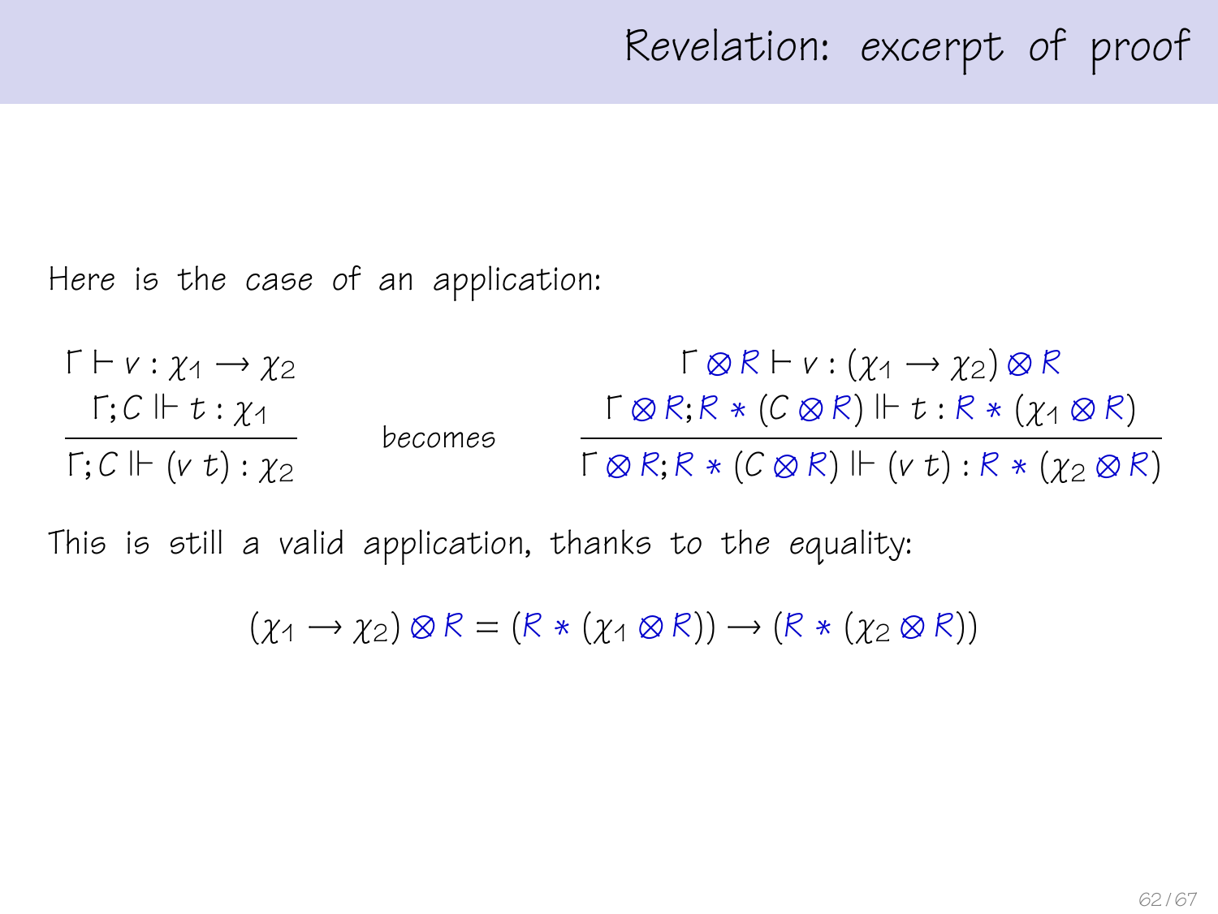# Revelation: excerpt of proof

Here is the case of an application:

$$\frac{\Gamma \vdash v : \chi_1 \longrightarrow \chi_2 \qquad \Gamma; C \Vdash t : \chi_1}{\Gamma; C \Vdash (v\ t) : \chi_2} \quad \text{becomes} \quad \frac{\Gamma \otimes R \vdash v : (\chi_1 \longrightarrow \chi_2) \otimes R \qquad \Gamma \otimes R; R * (C \otimes R) \Vdash t : R * (\chi_1 \otimes R)}{\Gamma \otimes R; R * (C \otimes R) \Vdash (v\ t) : R * (\chi_2 \otimes R)}$$

This is still a valid application, thanks to the equality:

$$(\chi_1 \longrightarrow \chi_2) \otimes R = (R * (\chi_1 \otimes R)) \longrightarrow (R * (\chi_2 \otimes R))$$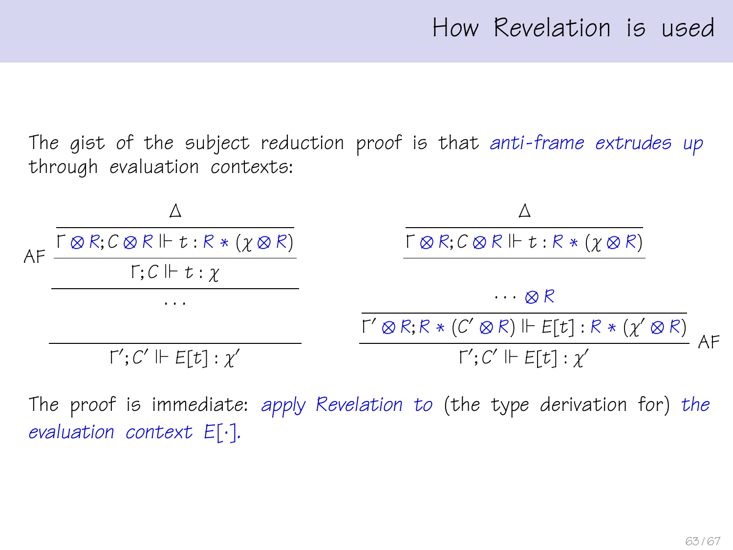# How Revelation is used

The gist of the subject reduction proof is that *anti-frame extrudes up* through evaluation contexts:

$$
\text{AF}\;\dfrac{\dfrac{\dfrac{\Delta}{\Gamma \otimes R; C \otimes R \Vdash t : R * (\chi \otimes R)}}{\Gamma; C \Vdash t : \chi}}{\dfrac{\cdots}{\Gamma'; C' \Vdash E[t] : \chi'}}
\qquad\qquad
\dfrac{\dfrac{\dfrac{\Delta}{\Gamma \otimes R; C \otimes R \Vdash t : R * (\chi \otimes R)}}{\dfrac{\cdots \otimes R}{\Gamma' \otimes R; R * (C' \otimes R) \Vdash E[t] : R * (\chi' \otimes R)}}}{\Gamma'; C' \Vdash E[t] : \chi'}\;\text{AF}
$$

The proof is immediate: *apply Revelation to* (the type derivation for) *the evaluation context* $E[\cdot]$.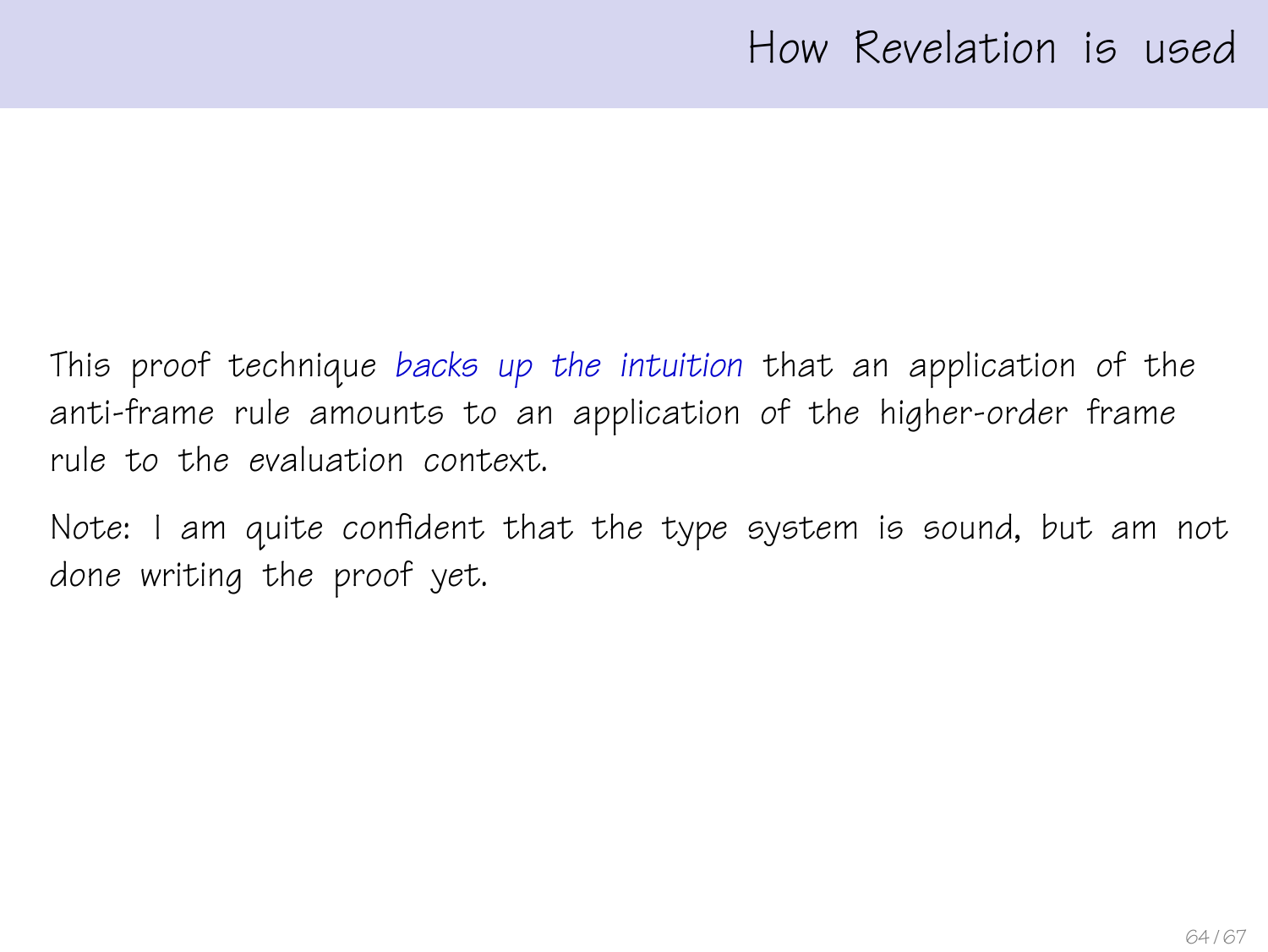# How Revelation is used

This proof technique *backs up the intuition* that an application of the anti-frame rule amounts to an application of the higher-order frame rule to the evaluation context.

Note: I am quite confident that the type system is sound, but am not done writing the proof yet.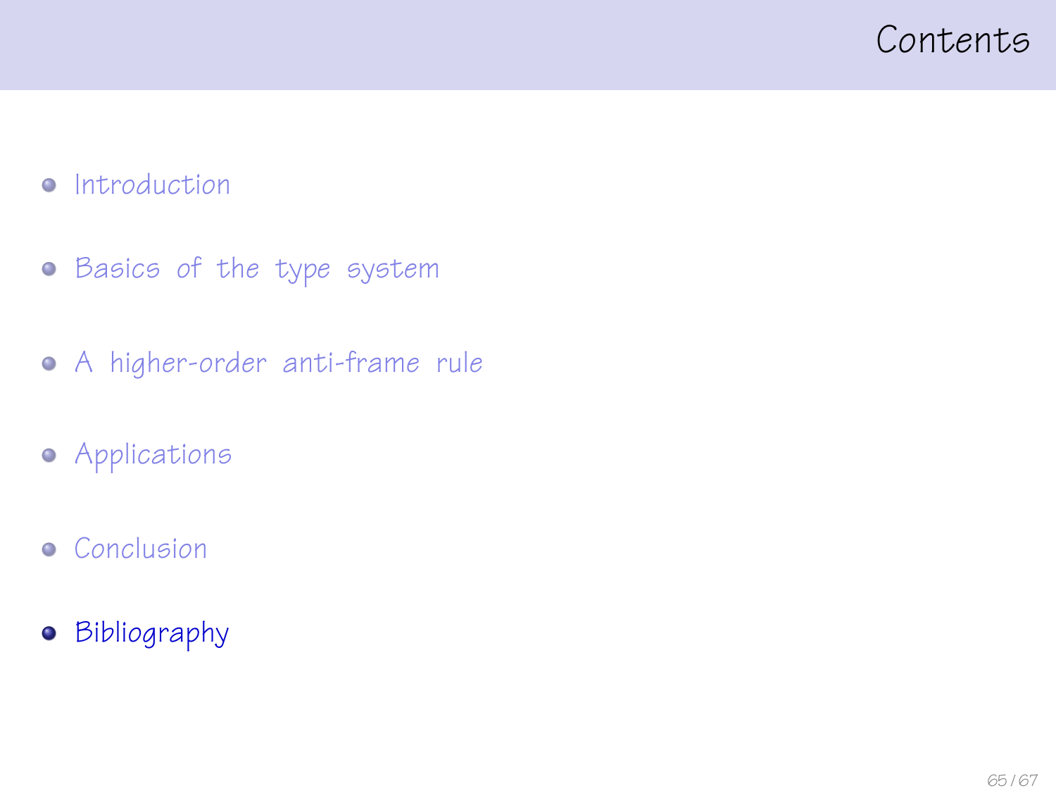# Contents

- Introduction
- Basics of the type system
- A higher-order anti-frame rule
- Applications
- Conclusion
- Bibliography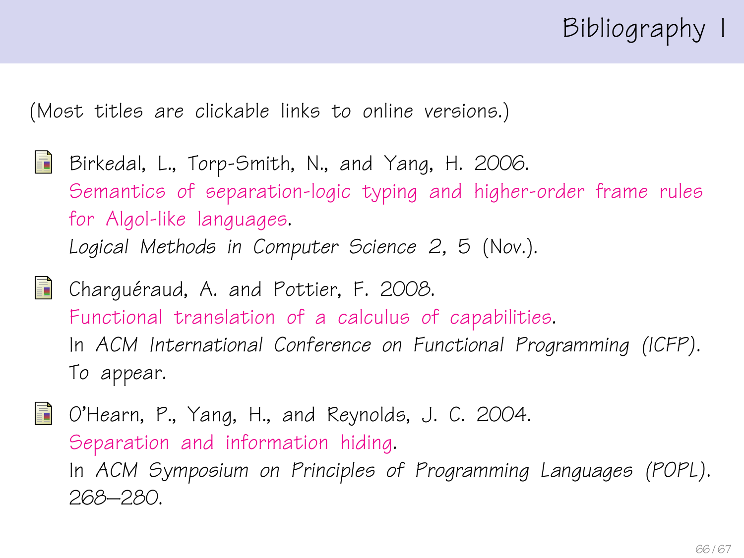# Bibliography I

(Most titles are clickable links to online versions.)

- Birkedal, L., Torp-Smith, N., and Yang, H. 2006.
  Semantics of separation-logic typing and higher-order frame rules for Algol-like languages.
  *Logical Methods in Computer Science* 2, 5 (Nov.).

- Charguéraud, A. and Pottier, F. 2008.
  Functional translation of a calculus of capabilities.
  In *ACM International Conference on Functional Programming (ICFP)*.
  To appear.

- O'Hearn, P., Yang, H., and Reynolds, J. C. 2004.
  Separation and information hiding.
  In *ACM Symposium on Principles of Programming Languages (POPL)*.
  268–280.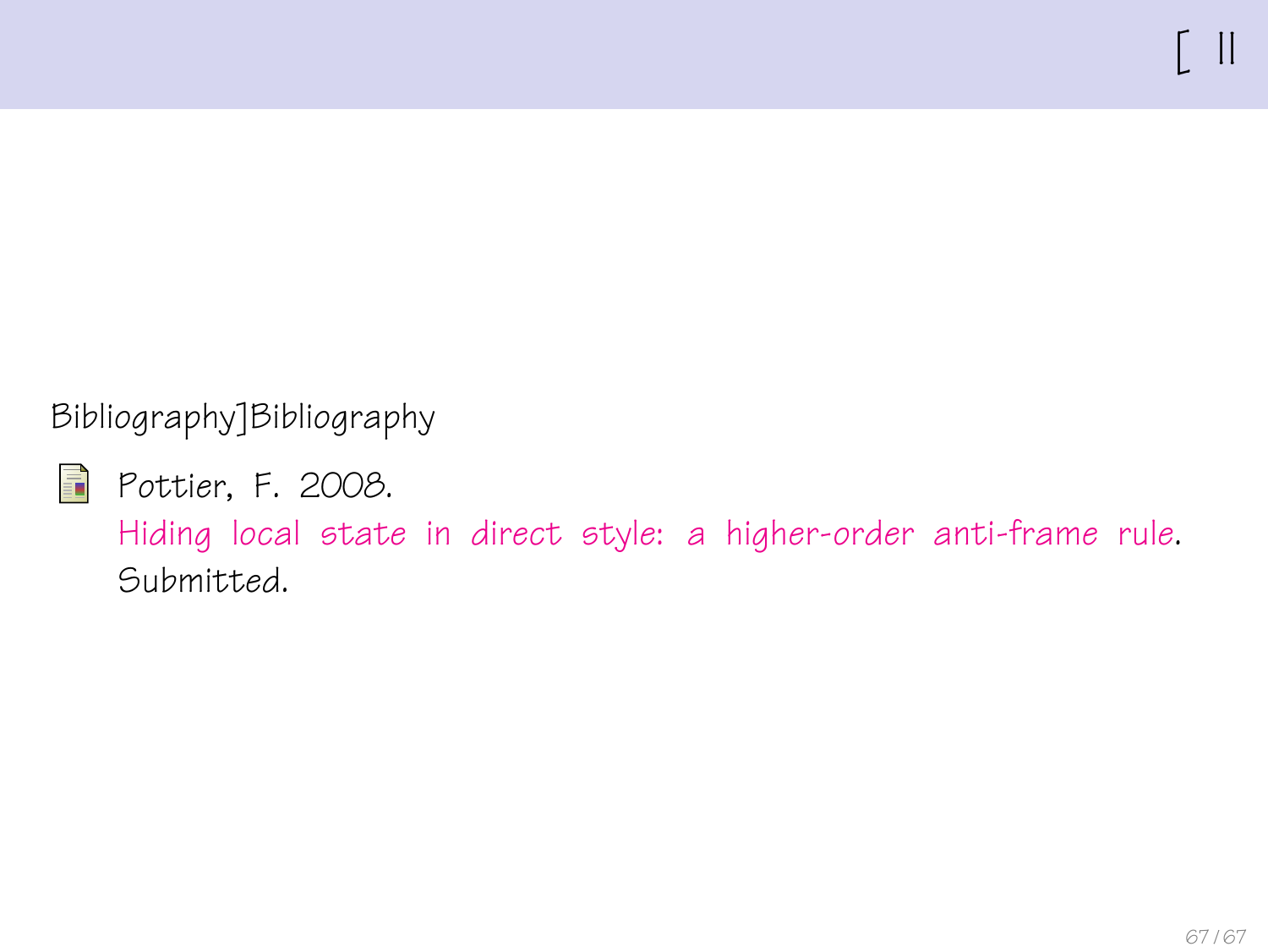Bibliography]Bibliography

Pottier, F. 2008.
Hiding local state in direct style: a higher-order anti-frame rule.
Submitted.